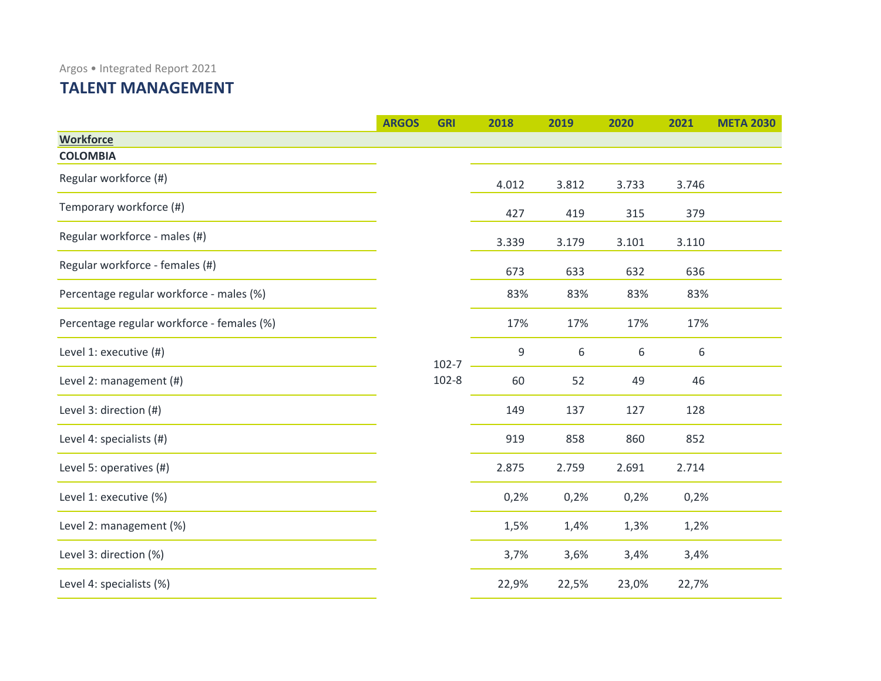Argos • Integrated Report 2021

# TALENT MANAGEMENT

| | ARGOS | GRI | 2018 | 2019 | 2020 | 2021 | META 2030 |
|---|---|---|---|---|---|---|---|
| **Workforce** | | | | | | | |
| **COLOMBIA** | | | | | | | |
| Regular workforce (#) | | 102-7 102-8 | 4.012 | 3.812 | 3.733 | 3.746 | |
| Temporary workforce (#) | | | 427 | 419 | 315 | 379 | |
| Regular workforce - males (#) | | | 3.339 | 3.179 | 3.101 | 3.110 | |
| Regular workforce - females (#) | | | 673 | 633 | 632 | 636 | |
| Percentage regular workforce - males (%) | | | 83% | 83% | 83% | 83% | |
| Percentage regular workforce - females (%) | | | 17% | 17% | 17% | 17% | |
| Level 1: executive (#) | | | 9 | 6 | 6 | 6 | |
| Level 2: management (#) | | | 60 | 52 | 49 | 46 | |
| Level 3: direction (#) | | | 149 | 137 | 127 | 128 | |
| Level 4: specialists (#) | | | 919 | 858 | 860 | 852 | |
| Level 5: operatives (#) | | | 2.875 | 2.759 | 2.691 | 2.714 | |
| Level 1: executive (%) | | | 0,2% | 0,2% | 0,2% | 0,2% | |
| Level 2: management (%) | | | 1,5% | 1,4% | 1,3% | 1,2% | |
| Level 3: direction (%) | | | 3,7% | 3,6% | 3,4% | 3,4% | |
| Level 4: specialists (%) | | | 22,9% | 22,5% | 23,0% | 22,7% | |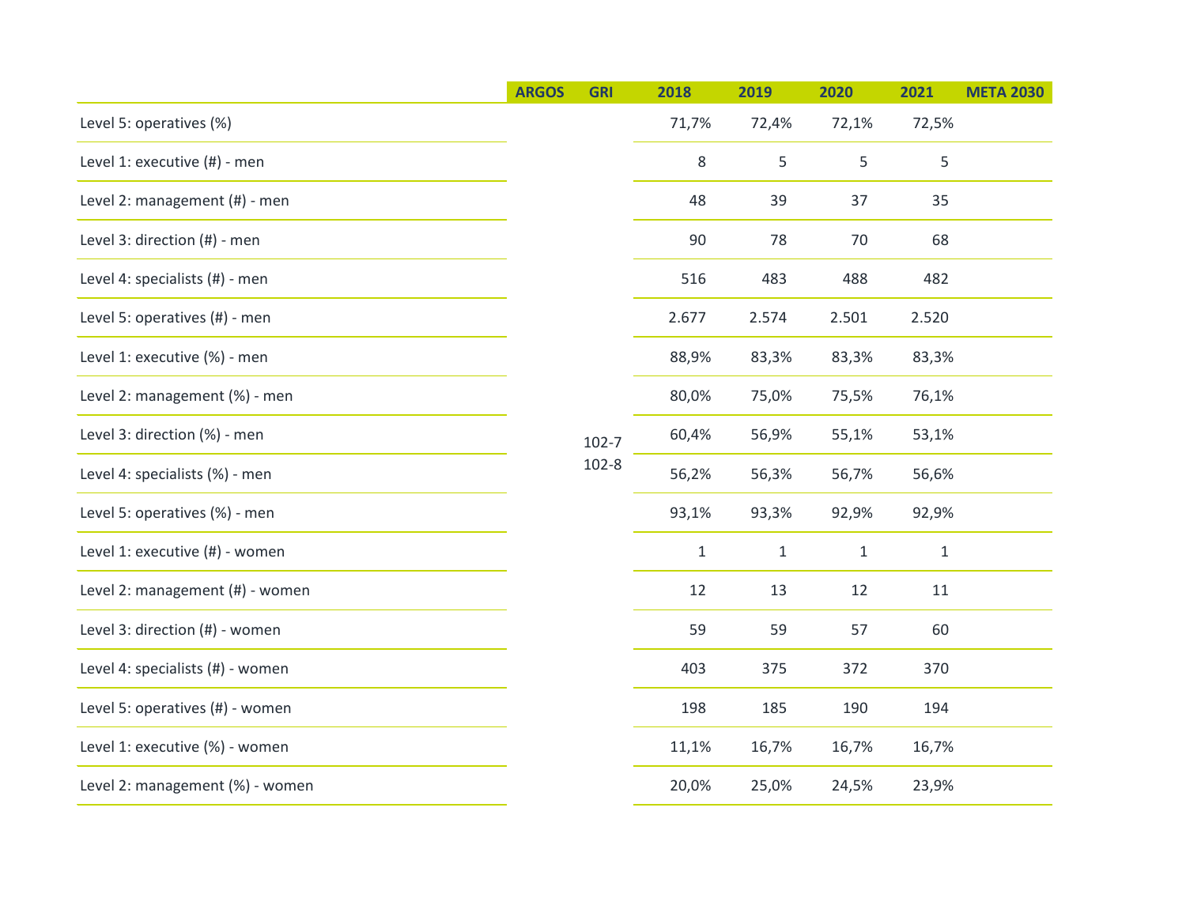| | ARGOS | GRI | 2018 | 2019 | 2020 | 2021 | META 2030 |
|---|---|---|---|---|---|---|---|
| Level 5: operatives (%) | | 102-7<br>102-8 | 71,7% | 72,4% | 72,1% | 72,5% | |
| Level 1: executive (#) - men | | | 8 | 5 | 5 | 5 | |
| Level 2: management (#) - men | | | 48 | 39 | 37 | 35 | |
| Level 3: direction (#) - men | | | 90 | 78 | 70 | 68 | |
| Level 4: specialists (#) - men | | | 516 | 483 | 488 | 482 | |
| Level 5: operatives (#) - men | | | 2.677 | 2.574 | 2.501 | 2.520 | |
| Level 1: executive (%) - men | | | 88,9% | 83,3% | 83,3% | 83,3% | |
| Level 2: management (%) - men | | | 80,0% | 75,0% | 75,5% | 76,1% | |
| Level 3: direction (%) - men | | | 60,4% | 56,9% | 55,1% | 53,1% | |
| Level 4: specialists (%) - men | | | 56,2% | 56,3% | 56,7% | 56,6% | |
| Level 5: operatives (%) - men | | | 93,1% | 93,3% | 92,9% | 92,9% | |
| Level 1: executive (#) - women | | | 1 | 1 | 1 | 1 | |
| Level 2: management (#) - women | | | 12 | 13 | 12 | 11 | |
| Level 3: direction (#) - women | | | 59 | 59 | 57 | 60 | |
| Level 4: specialists (#) - women | | | 403 | 375 | 372 | 370 | |
| Level 5: operatives (#) - women | | | 198 | 185 | 190 | 194 | |
| Level 1: executive (%) - women | | | 11,1% | 16,7% | 16,7% | 16,7% | |
| Level 2: management (%) - women | | | 20,0% | 25,0% | 24,5% | 23,9% | |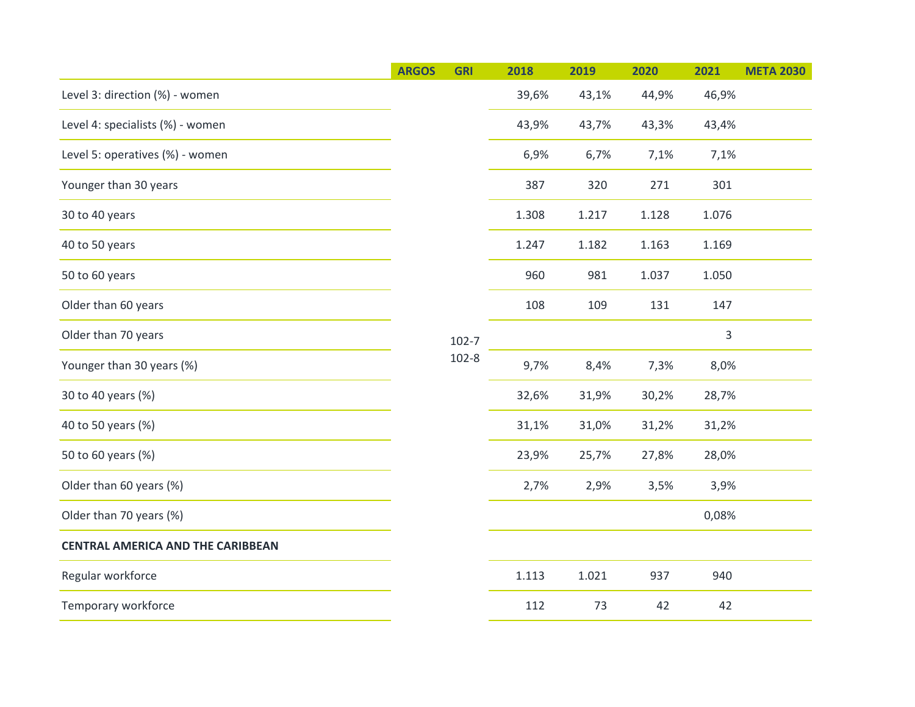| | ARGOS | GRI | 2018 | 2019 | 2020 | 2021 | META 2030 |
|---|---|---|---|---|---|---|---|
| Level 3: direction (%) - women | | | 39,6% | 43,1% | 44,9% | 46,9% | |
| Level 4: specialists (%) - women | | | 43,9% | 43,7% | 43,3% | 43,4% | |
| Level 5: operatives (%) - women | | | 6,9% | 6,7% | 7,1% | 7,1% | |
| Younger than 30 years | | | 387 | 320 | 271 | 301 | |
| 30 to 40 years | | | 1.308 | 1.217 | 1.128 | 1.076 | |
| 40 to 50 years | | | 1.247 | 1.182 | 1.163 | 1.169 | |
| 50 to 60 years | | | 960 | 981 | 1.037 | 1.050 | |
| Older than 60 years | | | 108 | 109 | 131 | 147 | |
| Older than 70 years | | 102-7 102-8 | | | | 3 | |
| Younger than 30 years (%) | | | 9,7% | 8,4% | 7,3% | 8,0% | |
| 30 to 40 years (%) | | | 32,6% | 31,9% | 30,2% | 28,7% | |
| 40 to 50 years (%) | | | 31,1% | 31,0% | 31,2% | 31,2% | |
| 50 to 60 years (%) | | | 23,9% | 25,7% | 27,8% | 28,0% | |
| Older than 60 years (%) | | | 2,7% | 2,9% | 3,5% | 3,9% | |
| Older than 70 years (%) | | | | | | 0,08% | |
| **CENTRAL AMERICA AND THE CARIBBEAN** | | | | | | | |
| Regular workforce | | | 1.113 | 1.021 | 937 | 940 | |
| Temporary workforce | | | 112 | 73 | 42 | 42 | |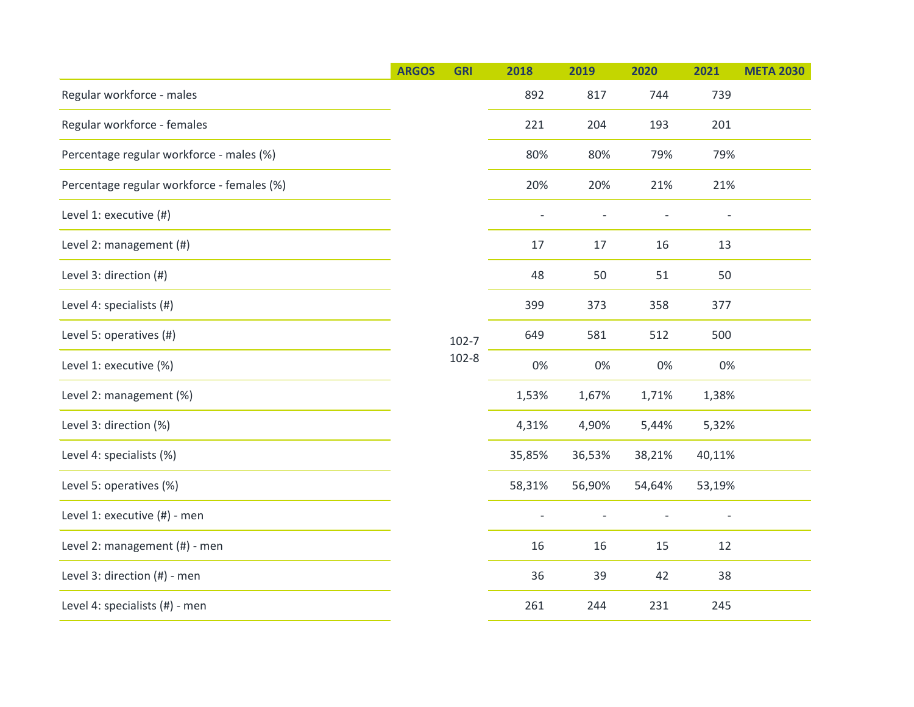| | ARGOS | GRI | 2018 | 2019 | 2020 | 2021 | META 2030 |
|---|---|---|---|---|---|---|---|
| Regular workforce - males | | 102-7 102-8 | 892 | 817 | 744 | 739 | |
| Regular workforce - females | | | 221 | 204 | 193 | 201 | |
| Percentage regular workforce - males (%) | | | 80% | 80% | 79% | 79% | |
| Percentage regular workforce - females (%) | | | 20% | 20% | 21% | 21% | |
| Level 1: executive (#) | | | - | - | - | - | |
| Level 2: management (#) | | | 17 | 17 | 16 | 13 | |
| Level 3: direction (#) | | | 48 | 50 | 51 | 50 | |
| Level 4: specialists (#) | | | 399 | 373 | 358 | 377 | |
| Level 5: operatives (#) | | | 649 | 581 | 512 | 500 | |
| Level 1: executive (%) | | | 0% | 0% | 0% | 0% | |
| Level 2: management (%) | | | 1,53% | 1,67% | 1,71% | 1,38% | |
| Level 3: direction (%) | | | 4,31% | 4,90% | 5,44% | 5,32% | |
| Level 4: specialists (%) | | | 35,85% | 36,53% | 38,21% | 40,11% | |
| Level 5: operatives (%) | | | 58,31% | 56,90% | 54,64% | 53,19% | |
| Level 1: executive (#) - men | | | - | - | - | - | |
| Level 2: management (#) - men | | | 16 | 16 | 15 | 12 | |
| Level 3: direction (#) - men | | | 36 | 39 | 42 | 38 | |
| Level 4: specialists (#) - men | | | 261 | 244 | 231 | 245 | |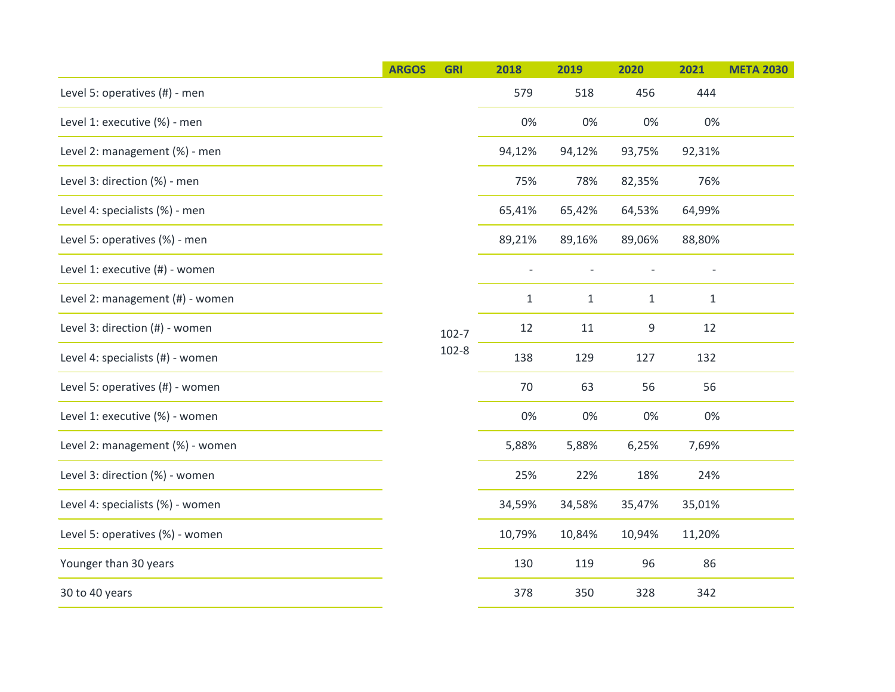| | ARGOS | GRI | 2018 | 2019 | 2020 | 2021 | META 2030 |
|---|---|---|---|---|---|---|---|
| Level 5: operatives (#) - men | | | 579 | 518 | 456 | 444 | |
| Level 1: executive (%) - men | | | 0% | 0% | 0% | 0% | |
| Level 2: management (%) - men | | | 94,12% | 94,12% | 93,75% | 92,31% | |
| Level 3: direction (%) - men | | | 75% | 78% | 82,35% | 76% | |
| Level 4: specialists (%) - men | | | 65,41% | 65,42% | 64,53% | 64,99% | |
| Level 5: operatives (%) - men | | | 89,21% | 89,16% | 89,06% | 88,80% | |
| Level 1: executive (#) - women | | | - | - | - | - | |
| Level 2: management (#) - women | | | 1 | 1 | 1 | 1 | |
| Level 3: direction (#) - women | | 102-7 102-8 | 12 | 11 | 9 | 12 | |
| Level 4: specialists (#) - women | | | 138 | 129 | 127 | 132 | |
| Level 5: operatives (#) - women | | | 70 | 63 | 56 | 56 | |
| Level 1: executive (%) - women | | | 0% | 0% | 0% | 0% | |
| Level 2: management (%) - women | | | 5,88% | 5,88% | 6,25% | 7,69% | |
| Level 3: direction (%) - women | | | 25% | 22% | 18% | 24% | |
| Level 4: specialists (%) - women | | | 34,59% | 34,58% | 35,47% | 35,01% | |
| Level 5: operatives (%) - women | | | 10,79% | 10,84% | 10,94% | 11,20% | |
| Younger than 30 years | | | 130 | 119 | 96 | 86 | |
| 30 to 40 years | | | 378 | 350 | 328 | 342 | |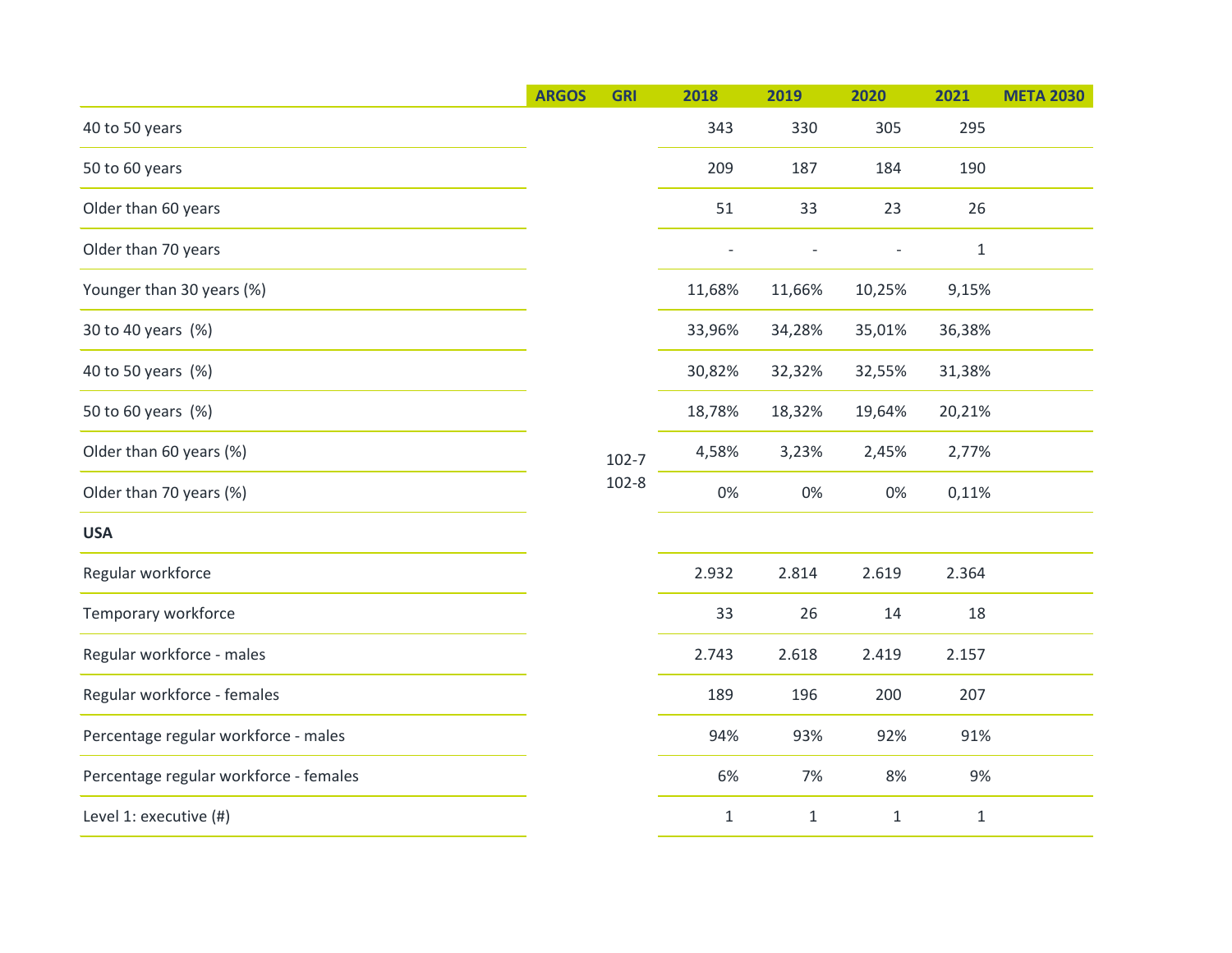| | ARGOS | GRI | 2018 | 2019 | 2020 | 2021 | META 2030 |
|---|---|---|---|---|---|---|---|
| 40 to 50 years | | 102-7 102-8 | 343 | 330 | 305 | 295 | |
| 50 to 60 years | | | 209 | 187 | 184 | 190 | |
| Older than 60 years | | | 51 | 33 | 23 | 26 | |
| Older than 70 years | | | - | - | - | 1 | |
| Younger than 30 years (%) | | | 11,68% | 11,66% | 10,25% | 9,15% | |
| 30 to 40 years (%) | | | 33,96% | 34,28% | 35,01% | 36,38% | |
| 40 to 50 years (%) | | | 30,82% | 32,32% | 32,55% | 31,38% | |
| 50 to 60 years (%) | | | 18,78% | 18,32% | 19,64% | 20,21% | |
| Older than 60 years (%) | | | 4,58% | 3,23% | 2,45% | 2,77% | |
| Older than 70 years (%) | | | 0% | 0% | 0% | 0,11% | |
| **USA** | | | | | | | |
| Regular workforce | | | 2.932 | 2.814 | 2.619 | 2.364 | |
| Temporary workforce | | | 33 | 26 | 14 | 18 | |
| Regular workforce - males | | | 2.743 | 2.618 | 2.419 | 2.157 | |
| Regular workforce - females | | | 189 | 196 | 200 | 207 | |
| Percentage regular workforce - males | | | 94% | 93% | 92% | 91% | |
| Percentage regular workforce - females | | | 6% | 7% | 8% | 9% | |
| Level 1: executive (#) | | | 1 | 1 | 1 | 1 | |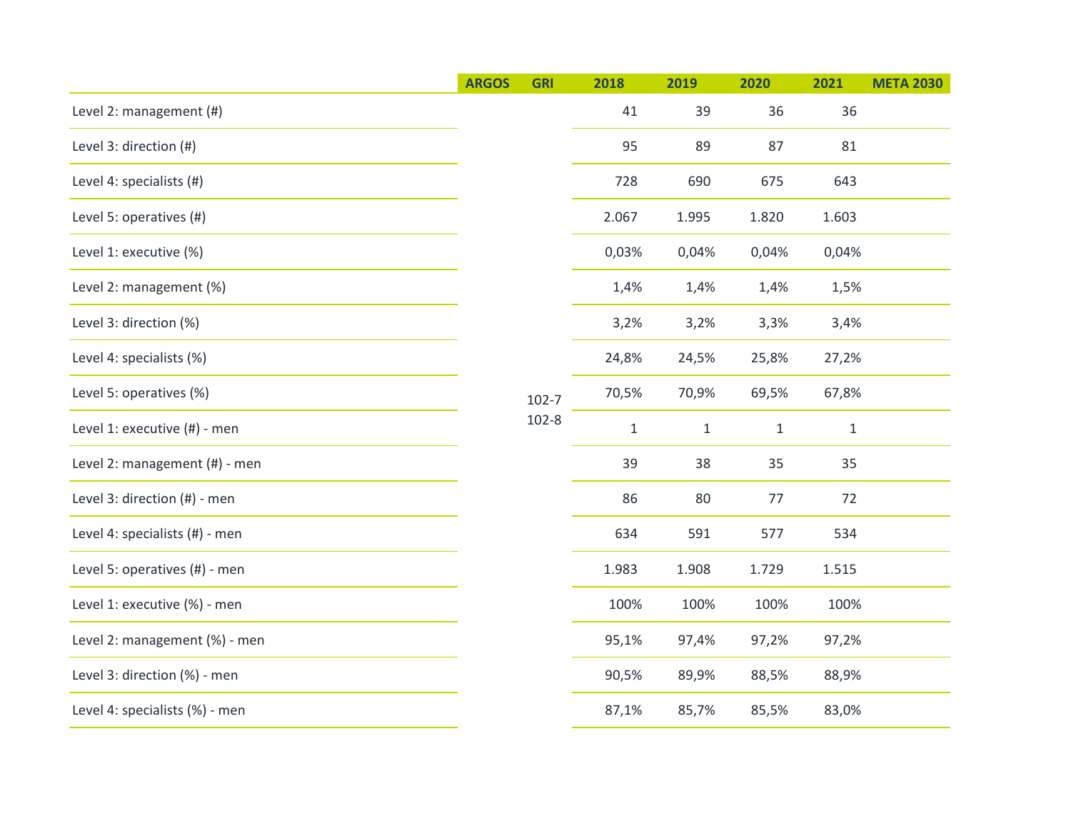| | ARGOS | GRI | 2018 | 2019 | 2020 | 2021 | META 2030 |
|---|---|---|---|---|---|---|---|
| Level 2: management (#) | | 102-7<br>102-8 | 41 | 39 | 36 | 36 | |
| Level 3: direction (#) | | | 95 | 89 | 87 | 81 | |
| Level 4: specialists (#) | | | 728 | 690 | 675 | 643 | |
| Level 5: operatives (#) | | | 2.067 | 1.995 | 1.820 | 1.603 | |
| Level 1: executive (%) | | | 0,03% | 0,04% | 0,04% | 0,04% | |
| Level 2: management (%) | | | 1,4% | 1,4% | 1,4% | 1,5% | |
| Level 3: direction (%) | | | 3,2% | 3,2% | 3,3% | 3,4% | |
| Level 4: specialists (%) | | | 24,8% | 24,5% | 25,8% | 27,2% | |
| Level 5: operatives (%) | | | 70,5% | 70,9% | 69,5% | 67,8% | |
| Level 1: executive (#) - men | | | 1 | 1 | 1 | 1 | |
| Level 2: management (#) - men | | | 39 | 38 | 35 | 35 | |
| Level 3: direction (#) - men | | | 86 | 80 | 77 | 72 | |
| Level 4: specialists (#) - men | | | 634 | 591 | 577 | 534 | |
| Level 5: operatives (#) - men | | | 1.983 | 1.908 | 1.729 | 1.515 | |
| Level 1: executive (%) - men | | | 100% | 100% | 100% | 100% | |
| Level 2: management (%) - men | | | 95,1% | 97,4% | 97,2% | 97,2% | |
| Level 3: direction (%) - men | | | 90,5% | 89,9% | 88,5% | 88,9% | |
| Level 4: specialists (%) - men | | | 87,1% | 85,7% | 85,5% | 83,0% | |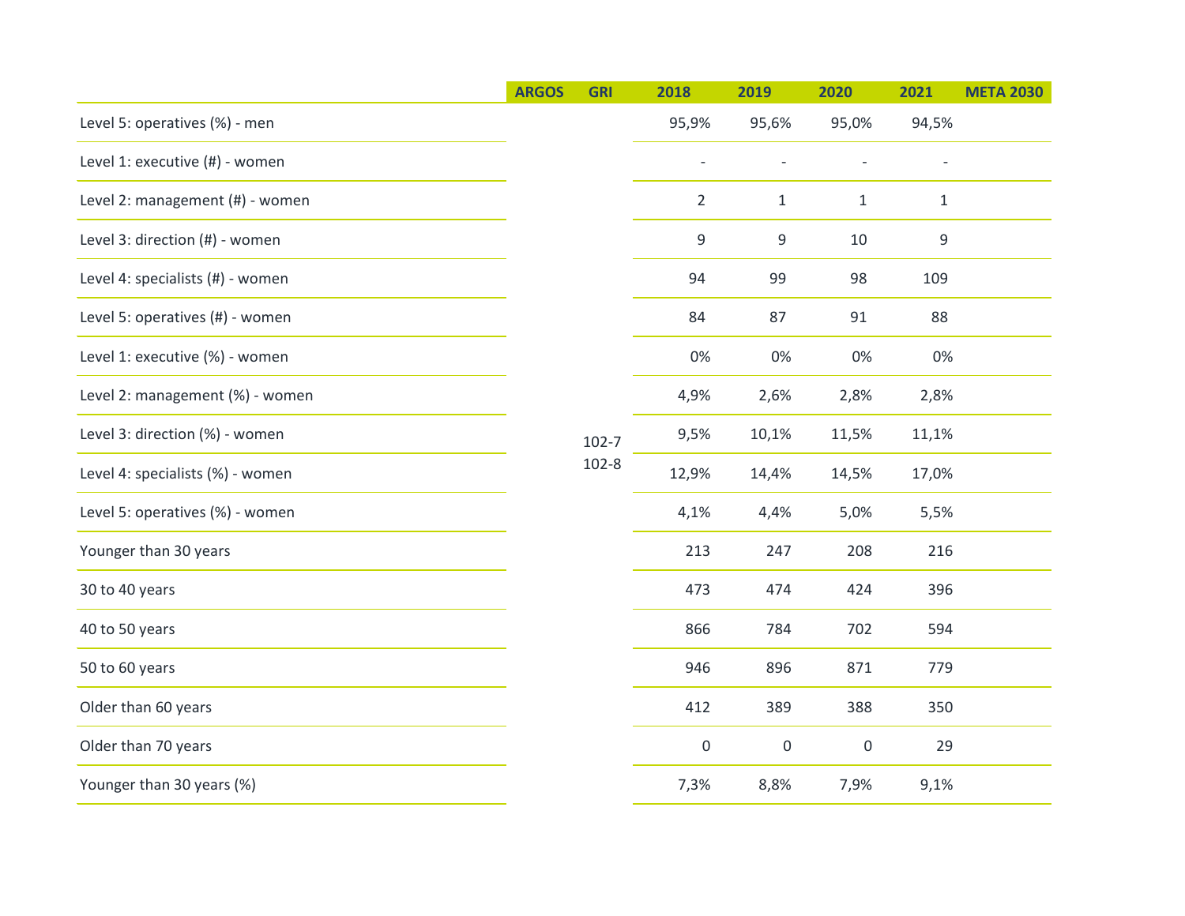| | ARGOS | GRI | 2018 | 2019 | 2020 | 2021 | META 2030 |
|---|---|---|---|---|---|---|---|
| Level 5: operatives (%) - men | | | 95,9% | 95,6% | 95,0% | 94,5% | |
| Level 1: executive (#) - women | | | - | - | - | - | |
| Level 2: management (#) - women | | | 2 | 1 | 1 | 1 | |
| Level 3: direction (#) - women | | | 9 | 9 | 10 | 9 | |
| Level 4: specialists (#) - women | | | 94 | 99 | 98 | 109 | |
| Level 5: operatives (#) - women | | | 84 | 87 | 91 | 88 | |
| Level 1: executive (%) - women | | | 0% | 0% | 0% | 0% | |
| Level 2: management (%) - women | | | 4,9% | 2,6% | 2,8% | 2,8% | |
| Level 3: direction (%) - women | | 102-7 102-8 | 9,5% | 10,1% | 11,5% | 11,1% | |
| Level 4: specialists (%) - women | | | 12,9% | 14,4% | 14,5% | 17,0% | |
| Level 5: operatives (%) - women | | | 4,1% | 4,4% | 5,0% | 5,5% | |
| Younger than 30 years | | | 213 | 247 | 208 | 216 | |
| 30 to 40 years | | | 473 | 474 | 424 | 396 | |
| 40 to 50 years | | | 866 | 784 | 702 | 594 | |
| 50 to 60 years | | | 946 | 896 | 871 | 779 | |
| Older than 60 years | | | 412 | 389 | 388 | 350 | |
| Older than 70 years | | | 0 | 0 | 0 | 29 | |
| Younger than 30 years (%) | | | 7,3% | 8,8% | 7,9% | 9,1% | |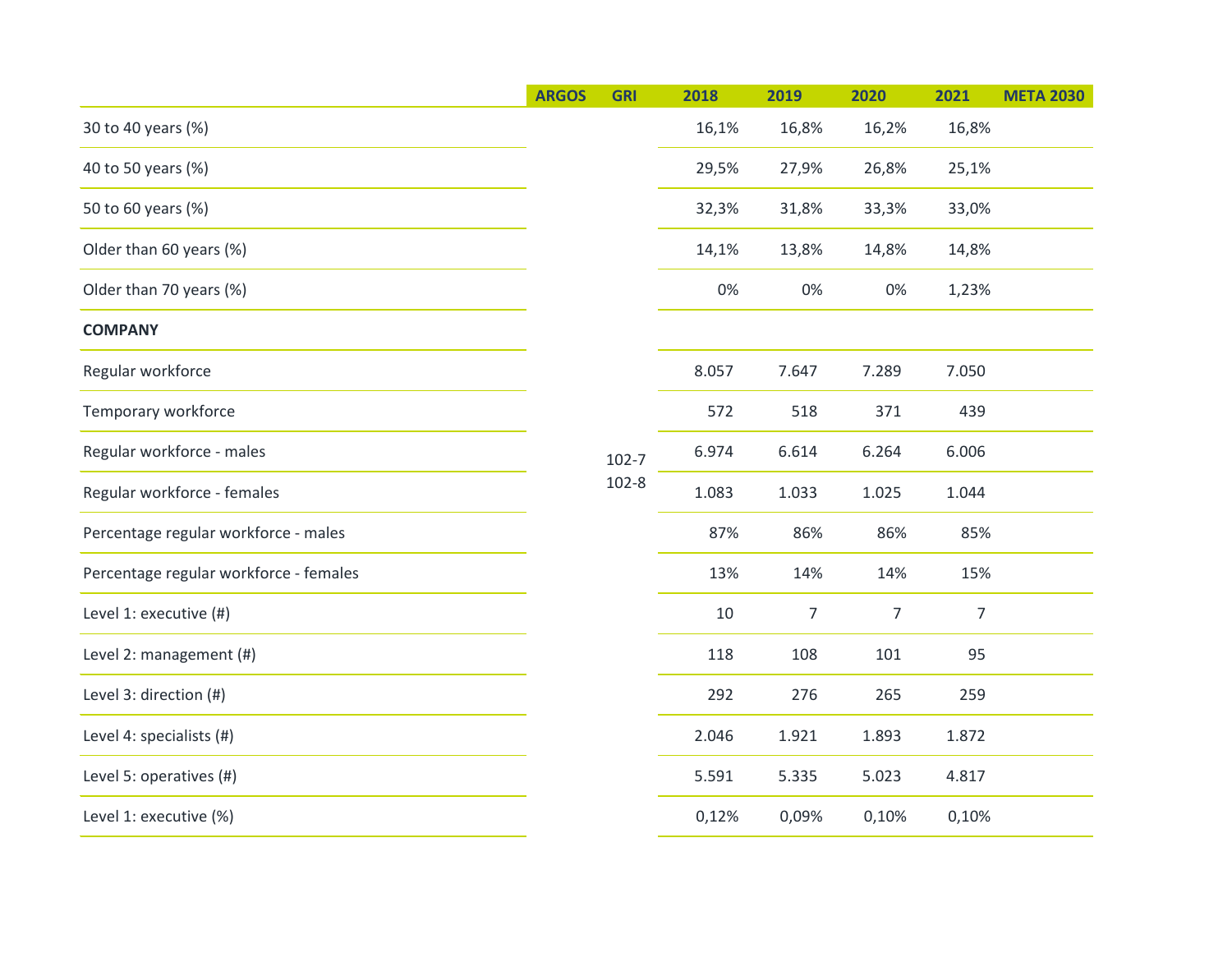| | ARGOS | GRI | 2018 | 2019 | 2020 | 2021 | META 2030 |
|---|---|---|---|---|---|---|---|
| 30 to 40 years (%) | | | 16,1% | 16,8% | 16,2% | 16,8% | |
| 40 to 50 years (%) | | | 29,5% | 27,9% | 26,8% | 25,1% | |
| 50 to 60 years (%) | | | 32,3% | 31,8% | 33,3% | 33,0% | |
| Older than 60 years (%) | | | 14,1% | 13,8% | 14,8% | 14,8% | |
| Older than 70 years (%) | | | 0% | 0% | 0% | 1,23% | |
| **COMPANY** | | | | | | | |
| Regular workforce | | | 8.057 | 7.647 | 7.289 | 7.050 | |
| Temporary workforce | | | 572 | 518 | 371 | 439 | |
| Regular workforce - males | | 102-7 102-8 | 6.974 | 6.614 | 6.264 | 6.006 | |
| Regular workforce - females | | | 1.083 | 1.033 | 1.025 | 1.044 | |
| Percentage regular workforce - males | | | 87% | 86% | 86% | 85% | |
| Percentage regular workforce - females | | | 13% | 14% | 14% | 15% | |
| Level 1: executive (#) | | | 10 | 7 | 7 | 7 | |
| Level 2: management (#) | | | 118 | 108 | 101 | 95 | |
| Level 3: direction (#) | | | 292 | 276 | 265 | 259 | |
| Level 4: specialists (#) | | | 2.046 | 1.921 | 1.893 | 1.872 | |
| Level 5: operatives (#) | | | 5.591 | 5.335 | 5.023 | 4.817 | |
| Level 1: executive (%) | | | 0,12% | 0,09% | 0,10% | 0,10% | |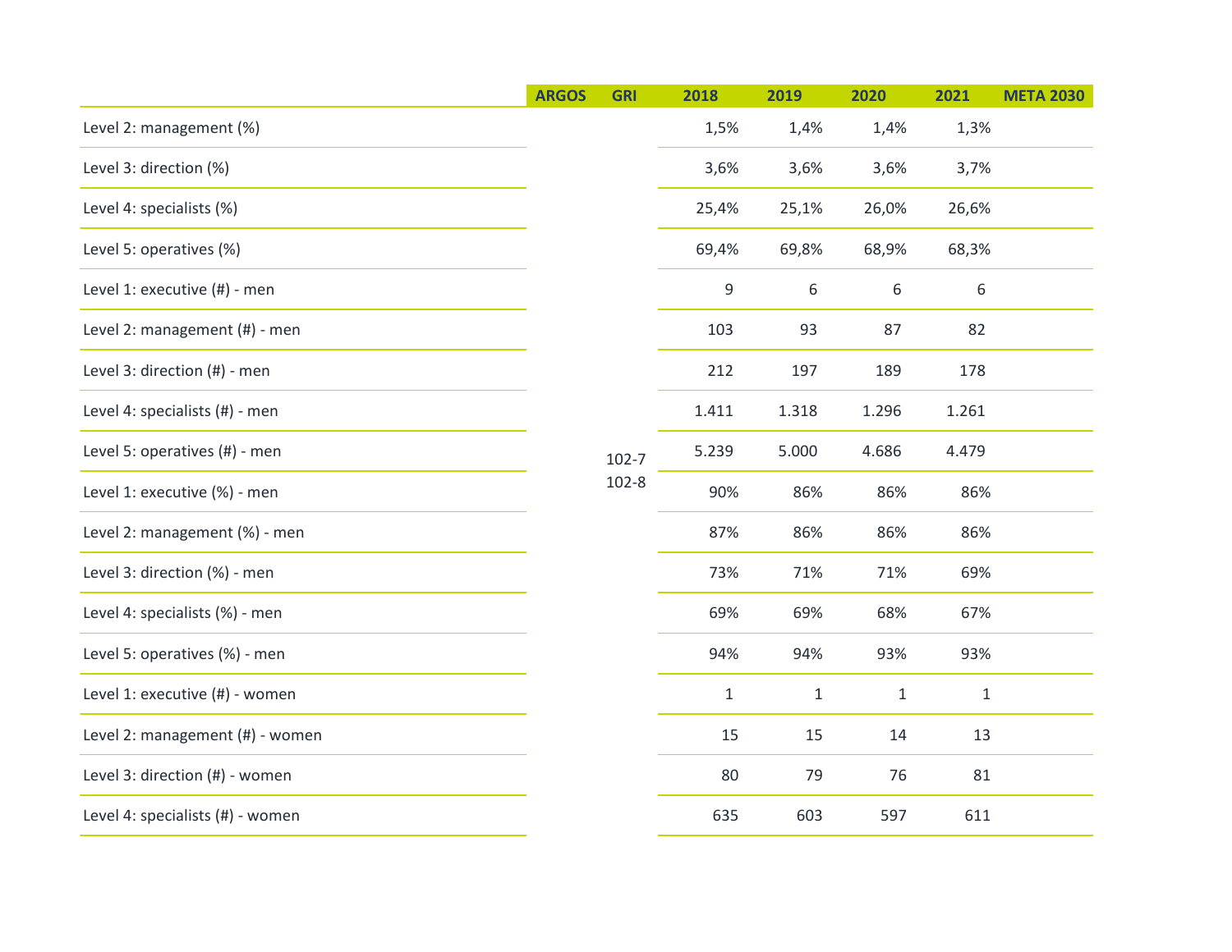| | ARGOS | GRI | 2018 | 2019 | 2020 | 2021 | META 2030 |
|---|---|---|---|---|---|---|---|
| Level 2: management (%) | | 102-7<br>102-8 | 1,5% | 1,4% | 1,4% | 1,3% | |
| Level 3: direction (%) | | | 3,6% | 3,6% | 3,6% | 3,7% | |
| Level 4: specialists (%) | | | 25,4% | 25,1% | 26,0% | 26,6% | |
| Level 5: operatives (%) | | | 69,4% | 69,8% | 68,9% | 68,3% | |
| Level 1: executive (#) - men | | | 9 | 6 | 6 | 6 | |
| Level 2: management (#) - men | | | 103 | 93 | 87 | 82 | |
| Level 3: direction (#) - men | | | 212 | 197 | 189 | 178 | |
| Level 4: specialists (#) - men | | | 1.411 | 1.318 | 1.296 | 1.261 | |
| Level 5: operatives (#) - men | | | 5.239 | 5.000 | 4.686 | 4.479 | |
| Level 1: executive (%) - men | | | 90% | 86% | 86% | 86% | |
| Level 2: management (%) - men | | | 87% | 86% | 86% | 86% | |
| Level 3: direction (%) - men | | | 73% | 71% | 71% | 69% | |
| Level 4: specialists (%) - men | | | 69% | 69% | 68% | 67% | |
| Level 5: operatives (%) - men | | | 94% | 94% | 93% | 93% | |
| Level 1: executive (#) - women | | | 1 | 1 | 1 | 1 | |
| Level 2: management (#) - women | | | 15 | 15 | 14 | 13 | |
| Level 3: direction (#) - women | | | 80 | 79 | 76 | 81 | |
| Level 4: specialists (#) - women | | | 635 | 603 | 597 | 611 | |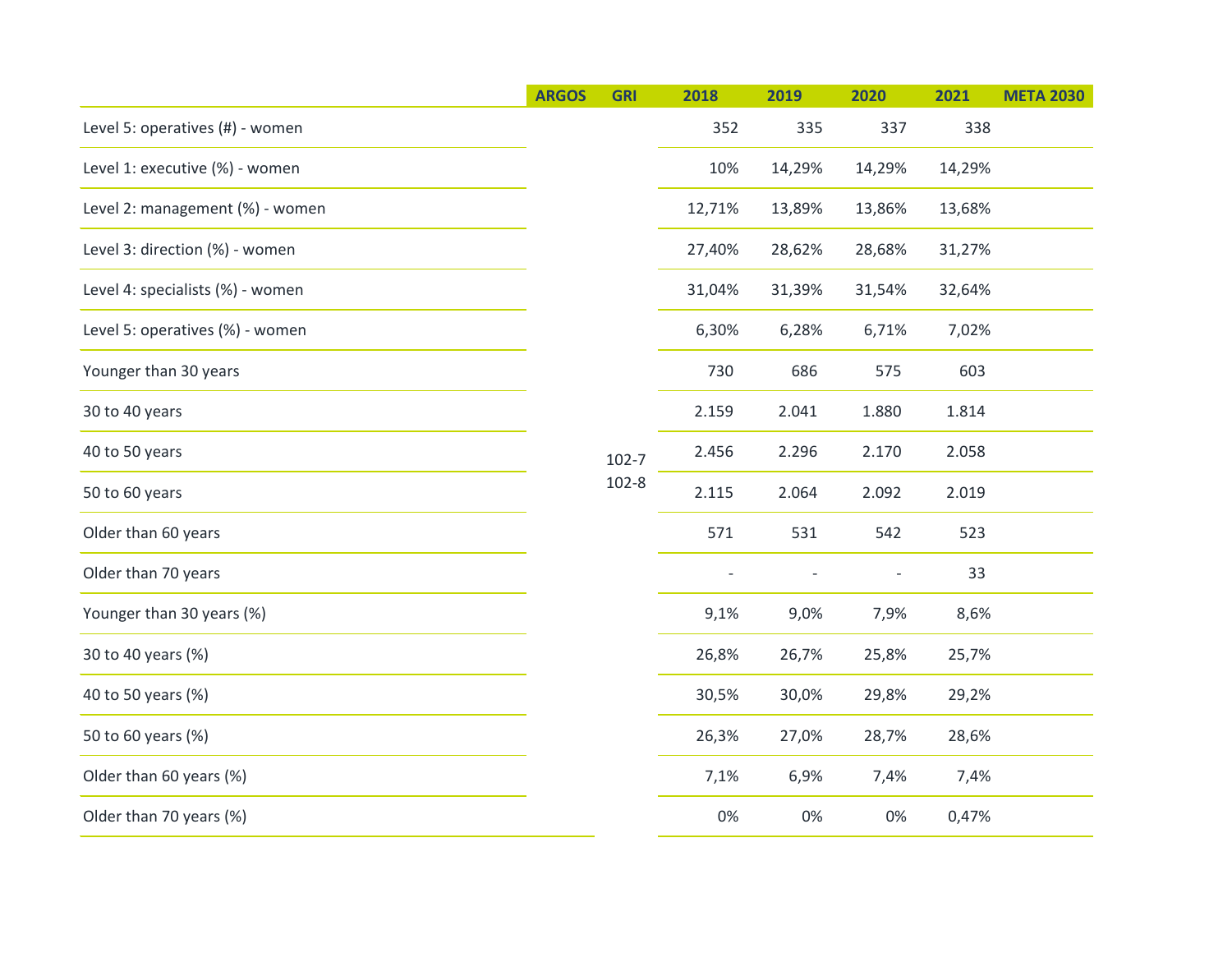| | ARGOS | GRI | 2018 | 2019 | 2020 | 2021 | META 2030 |
|---|---|---|---|---|---|---|---|
| Level 5: operatives (#) - women | | 102-7<br>102-8 | 352 | 335 | 337 | 338 | |
| Level 1: executive (%) - women | | | 10% | 14,29% | 14,29% | 14,29% | |
| Level 2: management (%) - women | | | 12,71% | 13,89% | 13,86% | 13,68% | |
| Level 3: direction (%) - women | | | 27,40% | 28,62% | 28,68% | 31,27% | |
| Level 4: specialists (%) - women | | | 31,04% | 31,39% | 31,54% | 32,64% | |
| Level 5: operatives (%) - women | | | 6,30% | 6,28% | 6,71% | 7,02% | |
| Younger than 30 years | | | 730 | 686 | 575 | 603 | |
| 30 to 40 years | | | 2.159 | 2.041 | 1.880 | 1.814 | |
| 40 to 50 years | | | 2.456 | 2.296 | 2.170 | 2.058 | |
| 50 to 60 years | | | 2.115 | 2.064 | 2.092 | 2.019 | |
| Older than 60 years | | | 571 | 531 | 542 | 523 | |
| Older than 70 years | | | - | - | - | 33 | |
| Younger than 30 years (%) | | | 9,1% | 9,0% | 7,9% | 8,6% | |
| 30 to 40 years (%) | | | 26,8% | 26,7% | 25,8% | 25,7% | |
| 40 to 50 years (%) | | | 30,5% | 30,0% | 29,8% | 29,2% | |
| 50 to 60 years (%) | | | 26,3% | 27,0% | 28,7% | 28,6% | |
| Older than 60 years (%) | | | 7,1% | 6,9% | 7,4% | 7,4% | |
| Older than 70 years (%) | | | 0% | 0% | 0% | 0,47% | |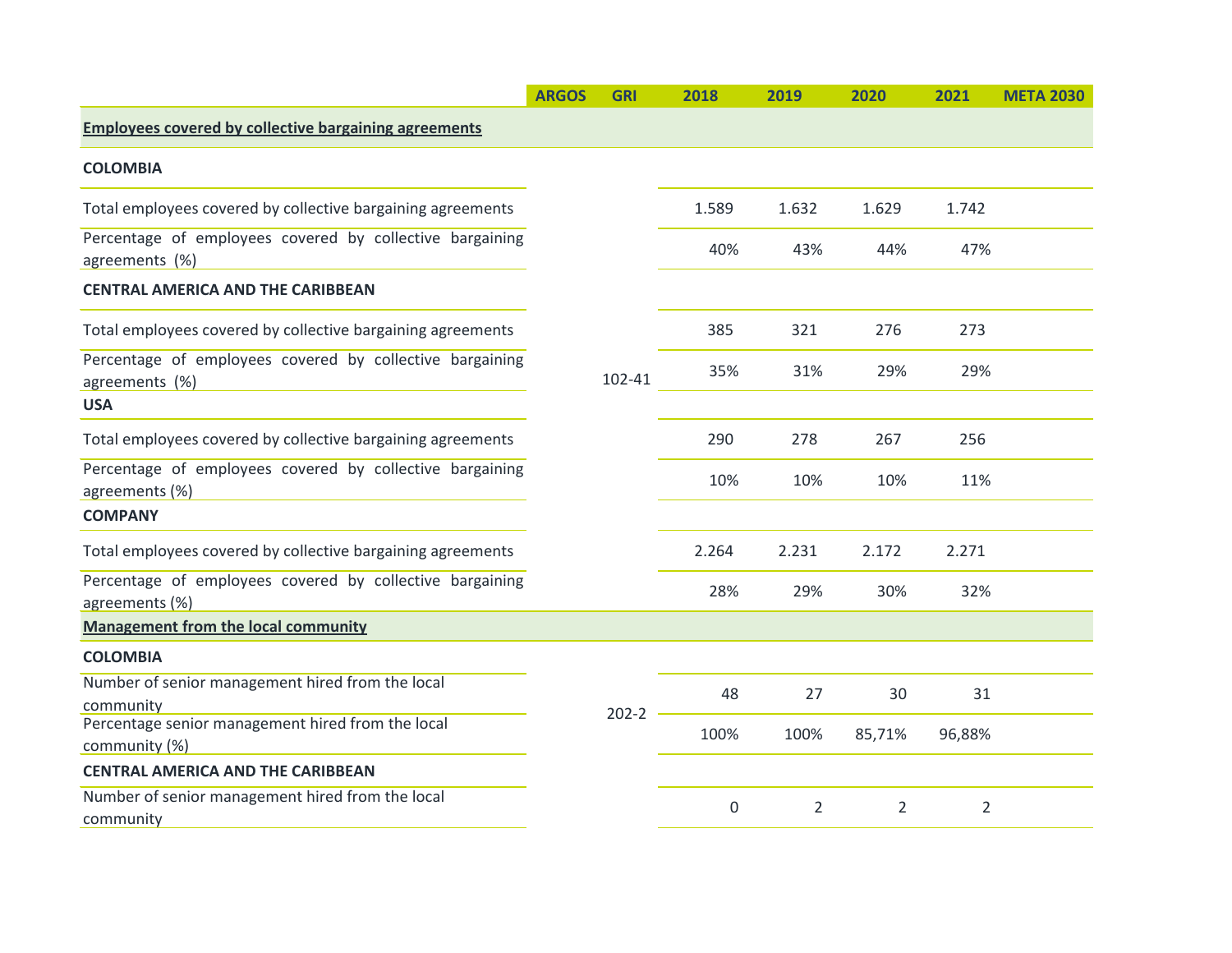| | ARGOS | GRI | 2018 | 2019 | 2020 | 2021 | META 2030 |
|---|---|---|---|---|---|---|---|
| **Employees covered by collective bargaining agreements** | | | | | | | |
| **COLOMBIA** | | | | | | | |
| Total employees covered by collective bargaining agreements | | 102-41 | 1.589 | 1.632 | 1.629 | 1.742 | |
| Percentage of employees covered by collective bargaining agreements (%) | | 102-41 | 40% | 43% | 44% | 47% | |
| **CENTRAL AMERICA AND THE CARIBBEAN** | | | | | | | |
| Total employees covered by collective bargaining agreements | | 102-41 | 385 | 321 | 276 | 273 | |
| Percentage of employees covered by collective bargaining agreements (%) | | 102-41 | 35% | 31% | 29% | 29% | |
| **USA** | | | | | | | |
| Total employees covered by collective bargaining agreements | | 102-41 | 290 | 278 | 267 | 256 | |
| Percentage of employees covered by collective bargaining agreements (%) | | 102-41 | 10% | 10% | 10% | 11% | |
| **COMPANY** | | | | | | | |
| Total employees covered by collective bargaining agreements | | 102-41 | 2.264 | 2.231 | 2.172 | 2.271 | |
| Percentage of employees covered by collective bargaining agreements (%) | | 102-41 | 28% | 29% | 30% | 32% | |
| **Management from the local community** | | | | | | | |
| **COLOMBIA** | | | | | | | |
| Number of senior management hired from the local community | | 202-2 | 48 | 27 | 30 | 31 | |
| Percentage senior management hired from the local community (%) | | 202-2 | 100% | 100% | 85,71% | 96,88% | |
| **CENTRAL AMERICA AND THE CARIBBEAN** | | | | | | | |
| Number of senior management hired from the local community | | 202-2 | 0 | 2 | 2 | 2 | |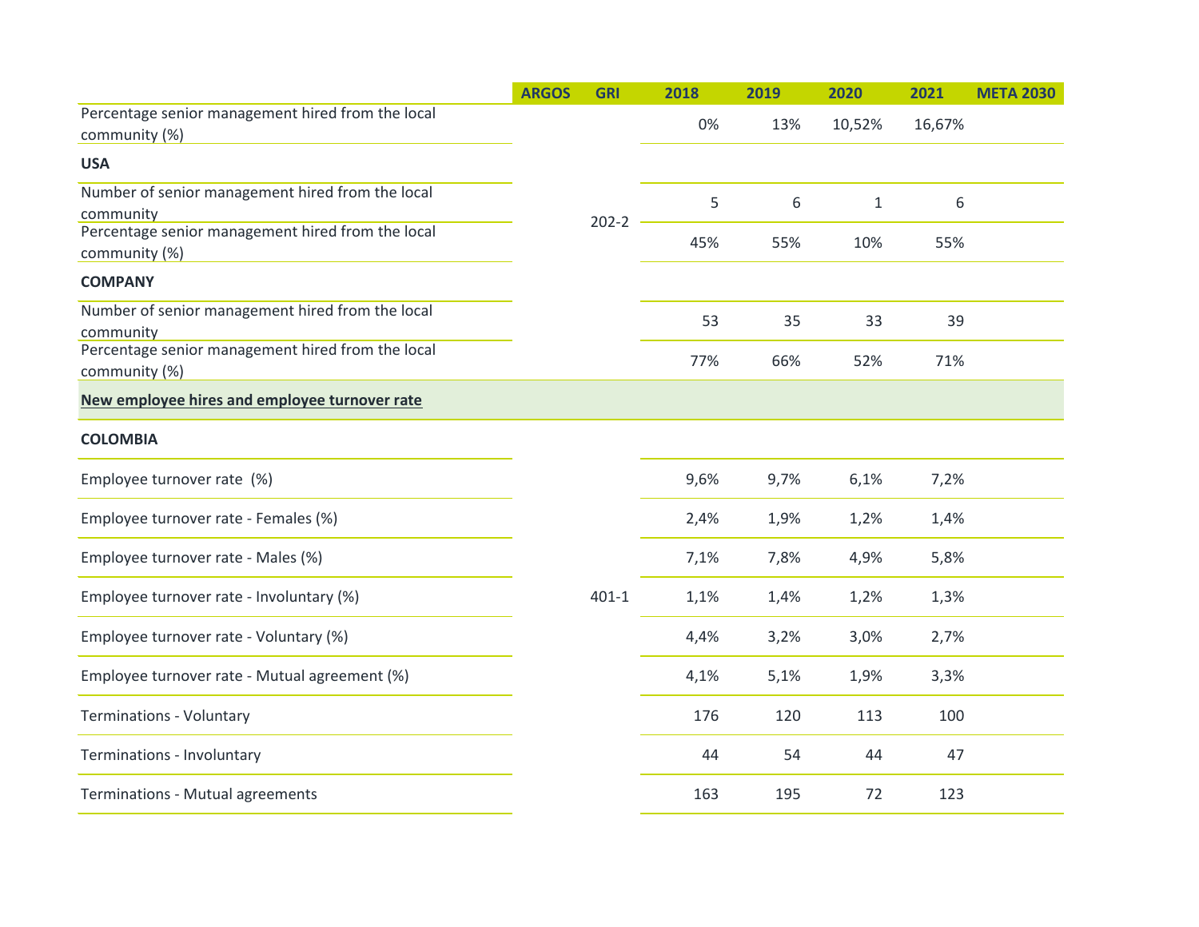| | ARGOS | GRI | 2018 | 2019 | 2020 | 2021 | META 2030 |
|---|---|---|---|---|---|---|---|
| Percentage senior management hired from the local community (%) | | 202-2 | 0% | 13% | 10,52% | 16,67% | |
| **USA** | | | | | | | |
| Number of senior management hired from the local community | | | 5 | 6 | 1 | 6 | |
| Percentage senior management hired from the local community (%) | | | 45% | 55% | 10% | 55% | |
| **COMPANY** | | | | | | | |
| Number of senior management hired from the local community | | | 53 | 35 | 33 | 39 | |
| Percentage senior management hired from the local community (%) | | | 77% | 66% | 52% | 71% | |
| **New employee hires and employee turnover rate** | | | | | | | |
| **COLOMBIA** | | | | | | | |
| Employee turnover rate (%) | | 401-1 | 9,6% | 9,7% | 6,1% | 7,2% | |
| Employee turnover rate - Females (%) | | | 2,4% | 1,9% | 1,2% | 1,4% | |
| Employee turnover rate - Males (%) | | | 7,1% | 7,8% | 4,9% | 5,8% | |
| Employee turnover rate - Involuntary (%) | | | 1,1% | 1,4% | 1,2% | 1,3% | |
| Employee turnover rate - Voluntary (%) | | | 4,4% | 3,2% | 3,0% | 2,7% | |
| Employee turnover rate - Mutual agreement (%) | | | 4,1% | 5,1% | 1,9% | 3,3% | |
| Terminations - Voluntary | | | 176 | 120 | 113 | 100 | |
| Terminations - Involuntary | | | 44 | 54 | 44 | 47 | |
| Terminations - Mutual agreements | | | 163 | 195 | 72 | 123 | |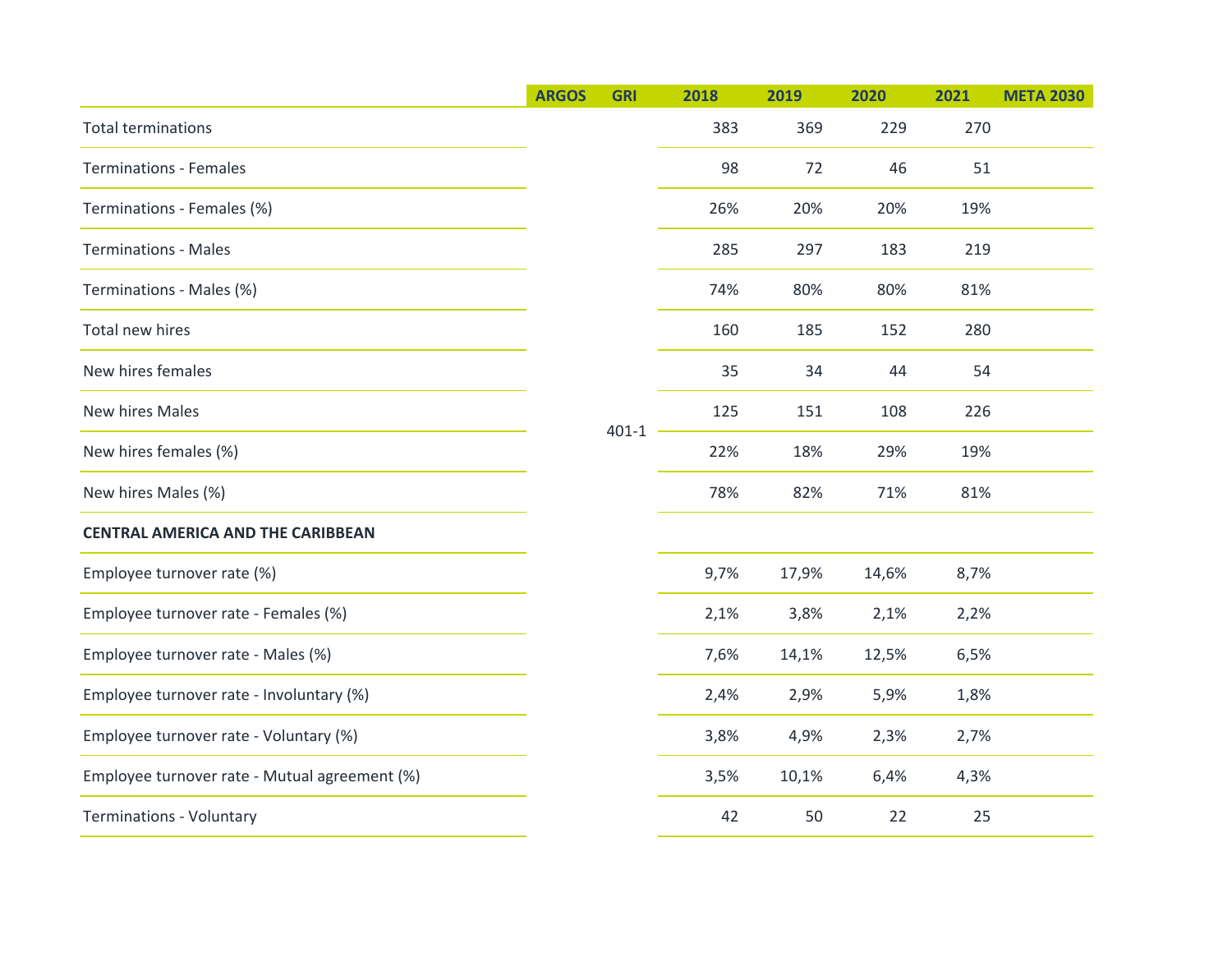| | ARGOS | GRI | 2018 | 2019 | 2020 | 2021 | META 2030 |
|---|---|---|---|---|---|---|---|
| Total terminations | | 401-1 | 383 | 369 | 229 | 270 | |
| Terminations - Females | | | 98 | 72 | 46 | 51 | |
| Terminations - Females (%) | | | 26% | 20% | 20% | 19% | |
| Terminations - Males | | | 285 | 297 | 183 | 219 | |
| Terminations - Males (%) | | | 74% | 80% | 80% | 81% | |
| Total new hires | | | 160 | 185 | 152 | 280 | |
| New hires females | | | 35 | 34 | 44 | 54 | |
| New hires Males | | | 125 | 151 | 108 | 226 | |
| New hires females (%) | | | 22% | 18% | 29% | 19% | |
| New hires Males (%) | | | 78% | 82% | 71% | 81% | |
| **CENTRAL AMERICA AND THE CARIBBEAN** | | | | | | | |
| Employee turnover rate (%) | | | 9,7% | 17,9% | 14,6% | 8,7% | |
| Employee turnover rate - Females (%) | | | 2,1% | 3,8% | 2,1% | 2,2% | |
| Employee turnover rate - Males (%) | | | 7,6% | 14,1% | 12,5% | 6,5% | |
| Employee turnover rate - Involuntary (%) | | | 2,4% | 2,9% | 5,9% | 1,8% | |
| Employee turnover rate - Voluntary (%) | | | 3,8% | 4,9% | 2,3% | 2,7% | |
| Employee turnover rate - Mutual agreement (%) | | | 3,5% | 10,1% | 6,4% | 4,3% | |
| Terminations - Voluntary | | | 42 | 50 | 22 | 25 | |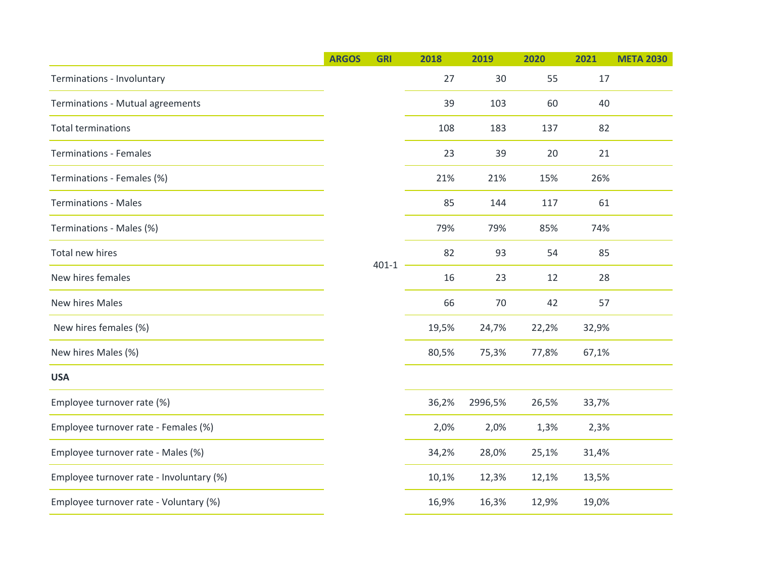| | ARGOS | GRI | 2018 | 2019 | 2020 | 2021 | META 2030 |
|---|---|---|---|---|---|---|---|
| Terminations - Involuntary | | 401-1 | 27 | 30 | 55 | 17 | |
| Terminations - Mutual agreements | | | 39 | 103 | 60 | 40 | |
| Total terminations | | | 108 | 183 | 137 | 82 | |
| Terminations - Females | | | 23 | 39 | 20 | 21 | |
| Terminations - Females (%) | | | 21% | 21% | 15% | 26% | |
| Terminations - Males | | | 85 | 144 | 117 | 61 | |
| Terminations - Males (%) | | | 79% | 79% | 85% | 74% | |
| Total new hires | | | 82 | 93 | 54 | 85 | |
| New hires females | | | 16 | 23 | 12 | 28 | |
| New hires Males | | | 66 | 70 | 42 | 57 | |
| New hires females (%) | | | 19,5% | 24,7% | 22,2% | 32,9% | |
| New hires Males (%) | | | 80,5% | 75,3% | 77,8% | 67,1% | |
| **USA** | | | | | | | |
| Employee turnover rate (%) | | | 36,2% | 2996,5% | 26,5% | 33,7% | |
| Employee turnover rate - Females (%) | | | 2,0% | 2,0% | 1,3% | 2,3% | |
| Employee turnover rate - Males (%) | | | 34,2% | 28,0% | 25,1% | 31,4% | |
| Employee turnover rate - Involuntary (%) | | | 10,1% | 12,3% | 12,1% | 13,5% | |
| Employee turnover rate - Voluntary (%) | | | 16,9% | 16,3% | 12,9% | 19,0% | |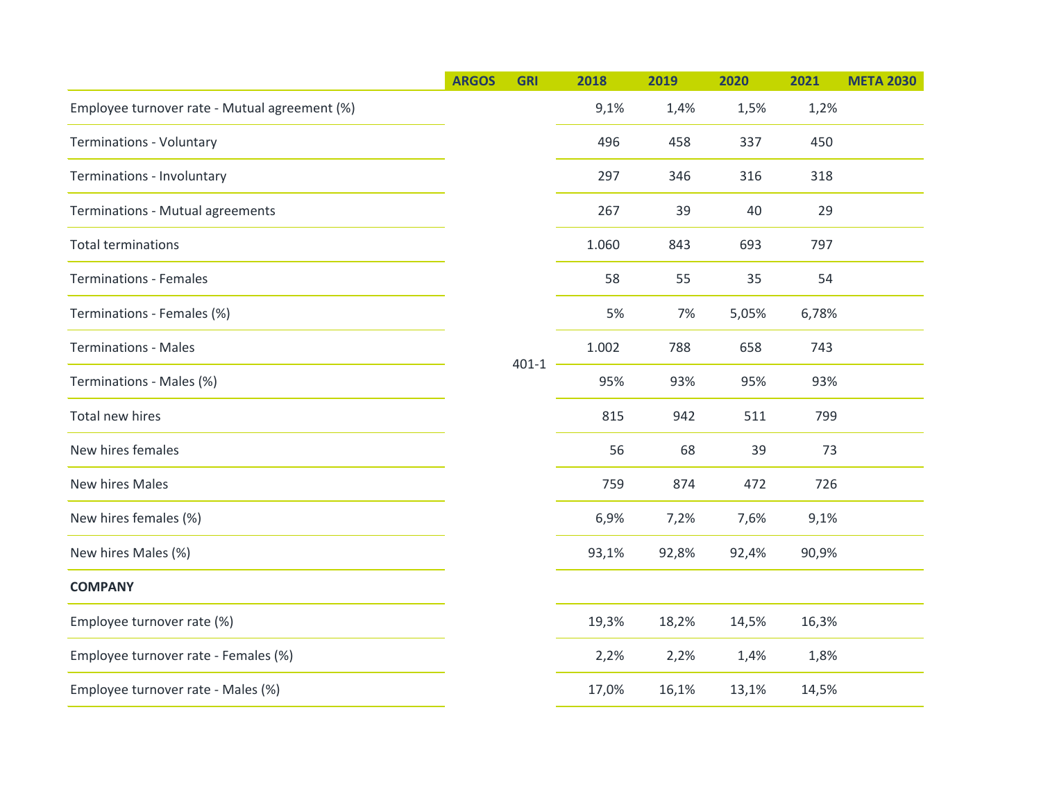| | ARGOS | GRI | 2018 | 2019 | 2020 | 2021 | META 2030 |
|---|---|---|---|---|---|---|---|
| Employee turnover rate - Mutual agreement (%) | | 401-1 | 9,1% | 1,4% | 1,5% | 1,2% | |
| Terminations - Voluntary | | | 496 | 458 | 337 | 450 | |
| Terminations - Involuntary | | | 297 | 346 | 316 | 318 | |
| Terminations - Mutual agreements | | | 267 | 39 | 40 | 29 | |
| Total terminations | | | 1.060 | 843 | 693 | 797 | |
| Terminations - Females | | | 58 | 55 | 35 | 54 | |
| Terminations - Females (%) | | | 5% | 7% | 5,05% | 6,78% | |
| Terminations - Males | | | 1.002 | 788 | 658 | 743 | |
| Terminations - Males (%) | | | 95% | 93% | 95% | 93% | |
| Total new hires | | | 815 | 942 | 511 | 799 | |
| New hires females | | | 56 | 68 | 39 | 73 | |
| New hires Males | | | 759 | 874 | 472 | 726 | |
| New hires females (%) | | | 6,9% | 7,2% | 7,6% | 9,1% | |
| New hires Males (%) | | | 93,1% | 92,8% | 92,4% | 90,9% | |
| **COMPANY** | | | | | | | |
| Employee turnover rate (%) | | | 19,3% | 18,2% | 14,5% | 16,3% | |
| Employee turnover rate - Females (%) | | | 2,2% | 2,2% | 1,4% | 1,8% | |
| Employee turnover rate - Males (%) | | | 17,0% | 16,1% | 13,1% | 14,5% | |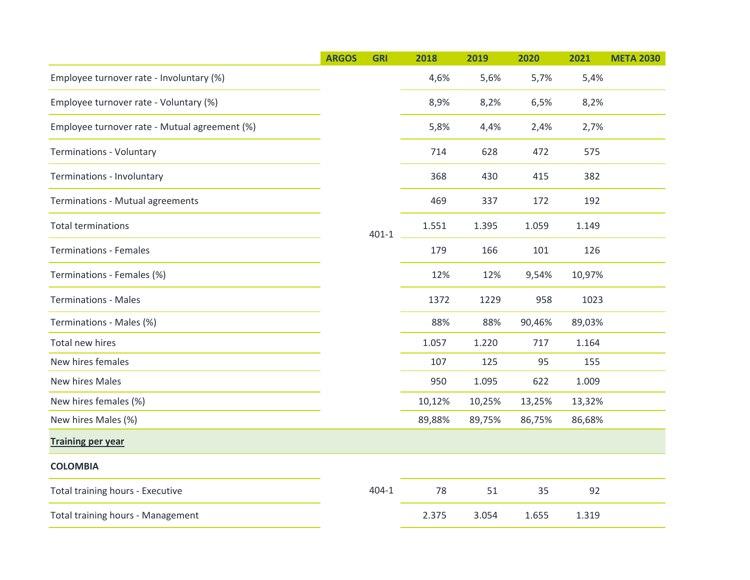| | ARGOS | GRI | 2018 | 2019 | 2020 | 2021 | META 2030 |
|---|---|---|---|---|---|---|---|
| Employee turnover rate - Involuntary (%) | | 401-1 | 4,6% | 5,6% | 5,7% | 5,4% | |
| Employee turnover rate - Voluntary (%) | | 401-1 | 8,9% | 8,2% | 6,5% | 8,2% | |
| Employee turnover rate - Mutual agreement (%) | | 401-1 | 5,8% | 4,4% | 2,4% | 2,7% | |
| Terminations - Voluntary | | 401-1 | 714 | 628 | 472 | 575 | |
| Terminations - Involuntary | | 401-1 | 368 | 430 | 415 | 382 | |
| Terminations - Mutual agreements | | 401-1 | 469 | 337 | 172 | 192 | |
| Total terminations | | 401-1 | 1.551 | 1.395 | 1.059 | 1.149 | |
| Terminations - Females | | 401-1 | 179 | 166 | 101 | 126 | |
| Terminations - Females (%) | | 401-1 | 12% | 12% | 9,54% | 10,97% | |
| Terminations - Males | | 401-1 | 1372 | 1229 | 958 | 1023 | |
| Terminations - Males (%) | | 401-1 | 88% | 88% | 90,46% | 89,03% | |
| Total new hires | | 401-1 | 1.057 | 1.220 | 717 | 1.164 | |
| New hires females | | 401-1 | 107 | 125 | 95 | 155 | |
| New hires Males | | 401-1 | 950 | 1.095 | 622 | 1.009 | |
| New hires females (%) | | 401-1 | 10,12% | 10,25% | 13,25% | 13,32% | |
| New hires Males (%) | | 401-1 | 89,88% | 89,75% | 86,75% | 86,68% | |
| **Training per year** | | | | | | | |
| **COLOMBIA** | | | | | | | |
| Total training hours - Executive | | 404-1 | 78 | 51 | 35 | 92 | |
| Total training hours - Management | | 404-1 | 2.375 | 3.054 | 1.655 | 1.319 | |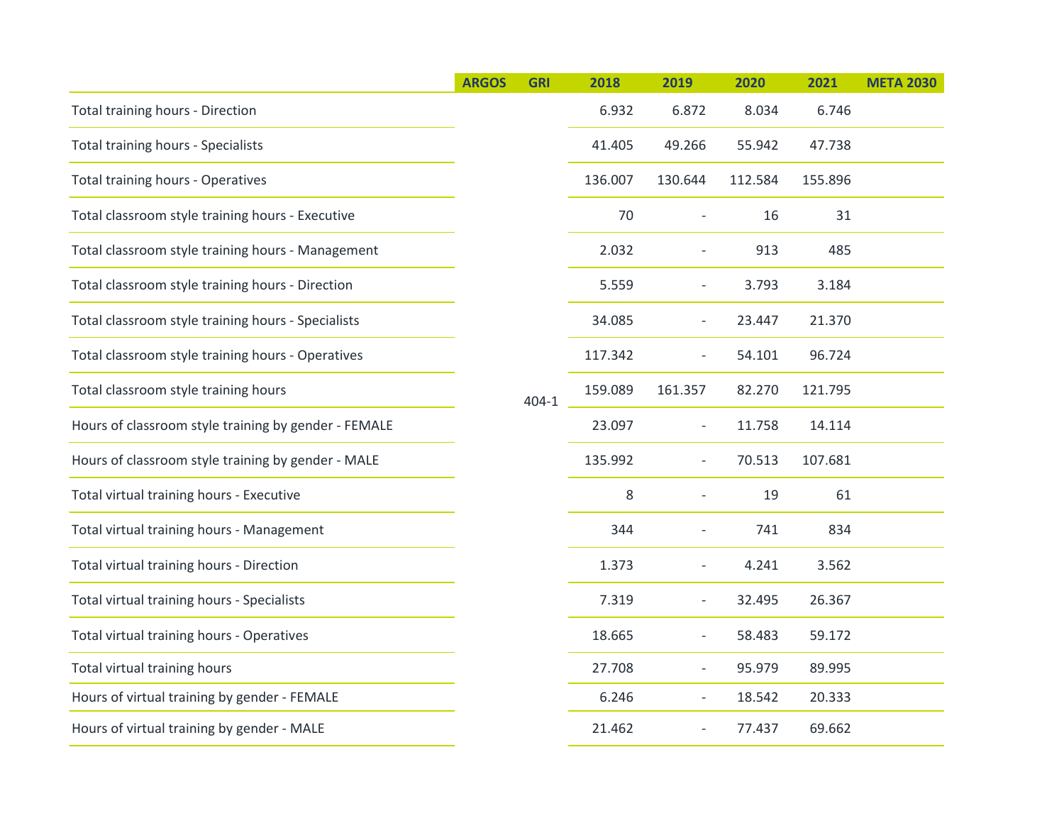| | ARGOS | GRI | 2018 | 2019 | 2020 | 2021 | META 2030 |
|---|---|---|---|---|---|---|---|
| Total training hours - Direction | | 404-1 | 6.932 | 6.872 | 8.034 | 6.746 | |
| Total training hours - Specialists | | | 41.405 | 49.266 | 55.942 | 47.738 | |
| Total training hours - Operatives | | | 136.007 | 130.644 | 112.584 | 155.896 | |
| Total classroom style training hours - Executive | | | 70 | - | 16 | 31 | |
| Total classroom style training hours - Management | | | 2.032 | - | 913 | 485 | |
| Total classroom style training hours - Direction | | | 5.559 | - | 3.793 | 3.184 | |
| Total classroom style training hours - Specialists | | | 34.085 | - | 23.447 | 21.370 | |
| Total classroom style training hours - Operatives | | | 117.342 | - | 54.101 | 96.724 | |
| Total classroom style training hours | | | 159.089 | 161.357 | 82.270 | 121.795 | |
| Hours of classroom style training by gender - FEMALE | | | 23.097 | - | 11.758 | 14.114 | |
| Hours of classroom style training by gender - MALE | | | 135.992 | - | 70.513 | 107.681 | |
| Total virtual training hours - Executive | | | 8 | - | 19 | 61 | |
| Total virtual training hours - Management | | | 344 | - | 741 | 834 | |
| Total virtual training hours - Direction | | | 1.373 | - | 4.241 | 3.562 | |
| Total virtual training hours - Specialists | | | 7.319 | - | 32.495 | 26.367 | |
| Total virtual training hours - Operatives | | | 18.665 | - | 58.483 | 59.172 | |
| Total virtual training hours | | | 27.708 | - | 95.979 | 89.995 | |
| Hours of virtual training by gender - FEMALE | | | 6.246 | - | 18.542 | 20.333 | |
| Hours of virtual training by gender - MALE | | | 21.462 | - | 77.437 | 69.662 | |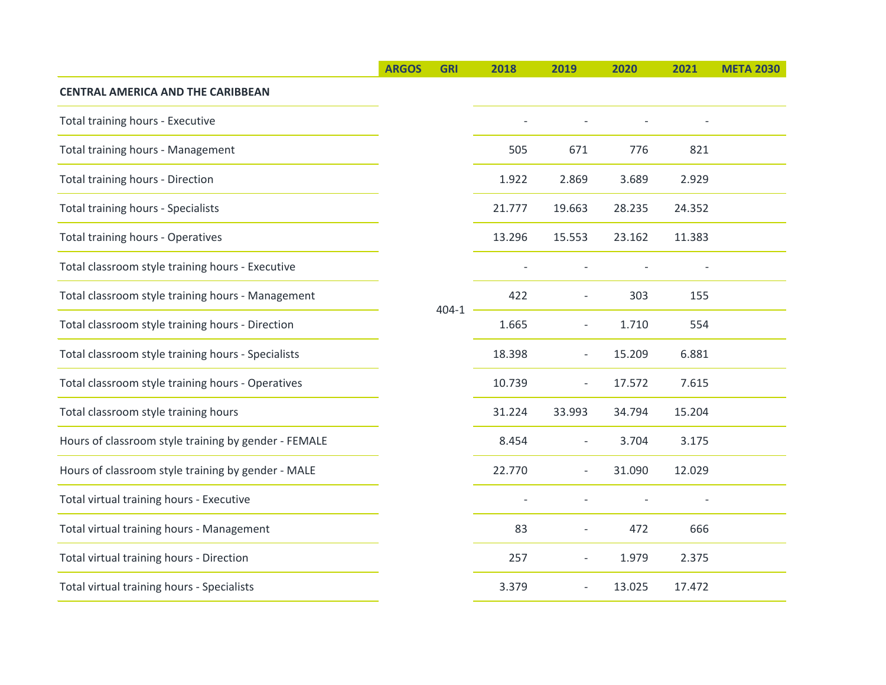| | ARGOS | GRI | 2018 | 2019 | 2020 | 2021 | META 2030 |
|---|---|---|---|---|---|---|---|
| **CENTRAL AMERICA AND THE CARIBBEAN** | | | | | | | |
| Total training hours - Executive | | 404-1 | - | - | - | - | |
| Total training hours - Management | | 404-1 | 505 | 671 | 776 | 821 | |
| Total training hours - Direction | | 404-1 | 1.922 | 2.869 | 3.689 | 2.929 | |
| Total training hours - Specialists | | 404-1 | 21.777 | 19.663 | 28.235 | 24.352 | |
| Total training hours - Operatives | | 404-1 | 13.296 | 15.553 | 23.162 | 11.383 | |
| Total classroom style training hours - Executive | | 404-1 | - | - | - | - | |
| Total classroom style training hours - Management | | 404-1 | 422 | - | 303 | 155 | |
| Total classroom style training hours - Direction | | 404-1 | 1.665 | - | 1.710 | 554 | |
| Total classroom style training hours - Specialists | | 404-1 | 18.398 | - | 15.209 | 6.881 | |
| Total classroom style training hours - Operatives | | 404-1 | 10.739 | - | 17.572 | 7.615 | |
| Total classroom style training hours | | 404-1 | 31.224 | 33.993 | 34.794 | 15.204 | |
| Hours of classroom style training by gender - FEMALE | | 404-1 | 8.454 | - | 3.704 | 3.175 | |
| Hours of classroom style training by gender - MALE | | 404-1 | 22.770 | - | 31.090 | 12.029 | |
| Total virtual training hours - Executive | | 404-1 | - | - | - | - | |
| Total virtual training hours - Management | | 404-1 | 83 | - | 472 | 666 | |
| Total virtual training hours - Direction | | 404-1 | 257 | - | 1.979 | 2.375 | |
| Total virtual training hours - Specialists | | 404-1 | 3.379 | - | 13.025 | 17.472 | |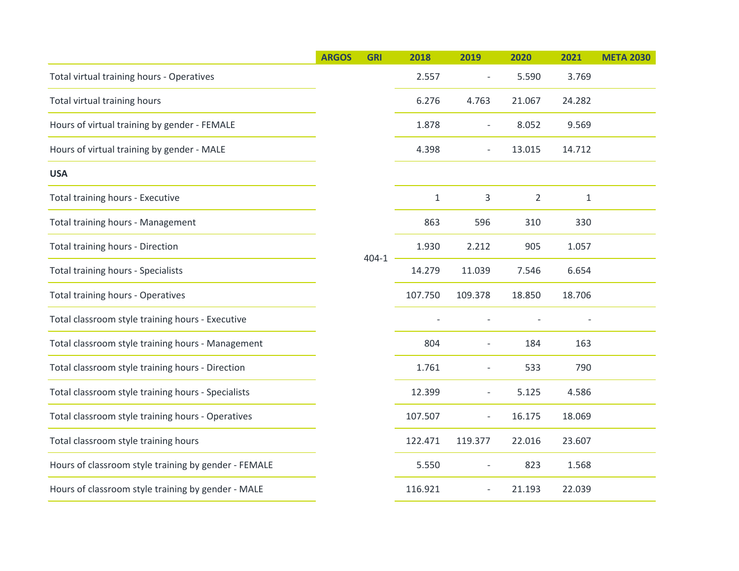| | ARGOS | GRI | 2018 | 2019 | 2020 | 2021 | META 2030 |
|---|---|---|---|---|---|---|---|
| Total virtual training hours - Operatives | | 404-1 | 2.557 | - | 5.590 | 3.769 | |
| Total virtual training hours | | | 6.276 | 4.763 | 21.067 | 24.282 | |
| Hours of virtual training by gender - FEMALE | | | 1.878 | - | 8.052 | 9.569 | |
| Hours of virtual training by gender - MALE | | | 4.398 | - | 13.015 | 14.712 | |
| **USA** | | | | | | | |
| Total training hours - Executive | | | 1 | 3 | 2 | 1 | |
| Total training hours - Management | | | 863 | 596 | 310 | 330 | |
| Total training hours - Direction | | | 1.930 | 2.212 | 905 | 1.057 | |
| Total training hours - Specialists | | | 14.279 | 11.039 | 7.546 | 6.654 | |
| Total training hours - Operatives | | | 107.750 | 109.378 | 18.850 | 18.706 | |
| Total classroom style training hours - Executive | | | - | - | - | - | |
| Total classroom style training hours - Management | | | 804 | - | 184 | 163 | |
| Total classroom style training hours - Direction | | | 1.761 | - | 533 | 790 | |
| Total classroom style training hours - Specialists | | | 12.399 | - | 5.125 | 4.586 | |
| Total classroom style training hours - Operatives | | | 107.507 | - | 16.175 | 18.069 | |
| Total classroom style training hours | | | 122.471 | 119.377 | 22.016 | 23.607 | |
| Hours of classroom style training by gender - FEMALE | | | 5.550 | - | 823 | 1.568 | |
| Hours of classroom style training by gender - MALE | | | 116.921 | - | 21.193 | 22.039 | |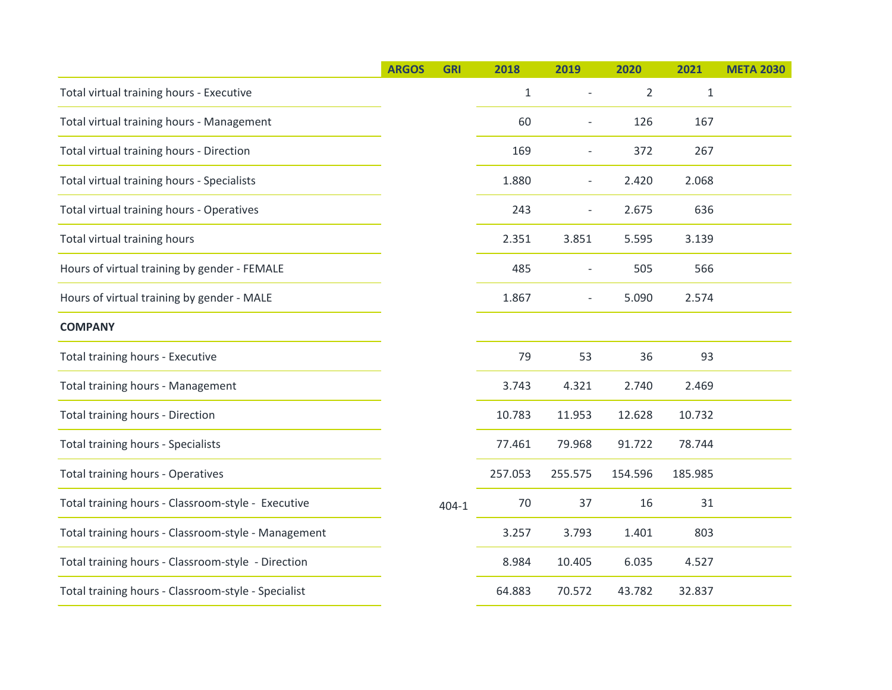| | ARGOS | GRI | 2018 | 2019 | 2020 | 2021 | META 2030 |
|---|---|---|---|---|---|---|---|
| Total virtual training hours - Executive | | | 1 | - | 2 | 1 | |
| Total virtual training hours - Management | | | 60 | - | 126 | 167 | |
| Total virtual training hours - Direction | | | 169 | - | 372 | 267 | |
| Total virtual training hours - Specialists | | | 1.880 | - | 2.420 | 2.068 | |
| Total virtual training hours - Operatives | | | 243 | - | 2.675 | 636 | |
| Total virtual training hours | | | 2.351 | 3.851 | 5.595 | 3.139 | |
| Hours of virtual training by gender - FEMALE | | | 485 | - | 505 | 566 | |
| Hours of virtual training by gender - MALE | | | 1.867 | - | 5.090 | 2.574 | |
| **COMPANY** | | | | | | | |
| Total training hours - Executive | | | 79 | 53 | 36 | 93 | |
| Total training hours - Management | | | 3.743 | 4.321 | 2.740 | 2.469 | |
| Total training hours - Direction | | | 10.783 | 11.953 | 12.628 | 10.732 | |
| Total training hours - Specialists | | | 77.461 | 79.968 | 91.722 | 78.744 | |
| Total training hours - Operatives | | | 257.053 | 255.575 | 154.596 | 185.985 | |
| Total training hours - Classroom-style - Executive | | 404-1 | 70 | 37 | 16 | 31 | |
| Total training hours - Classroom-style - Management | | | 3.257 | 3.793 | 1.401 | 803 | |
| Total training hours - Classroom-style - Direction | | | 8.984 | 10.405 | 6.035 | 4.527 | |
| Total training hours - Classroom-style - Specialist | | | 64.883 | 70.572 | 43.782 | 32.837 | |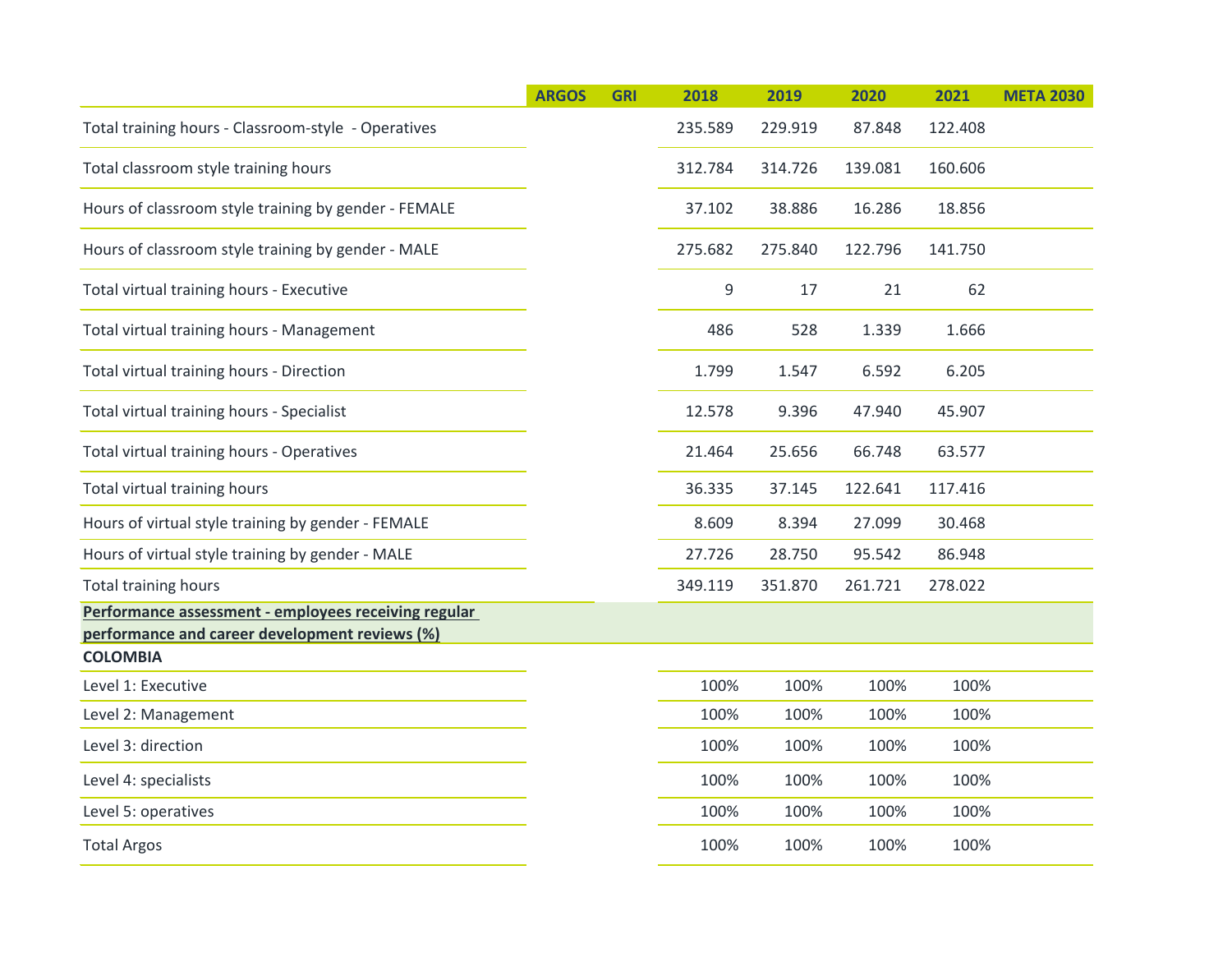| | ARGOS | GRI | 2018 | 2019 | 2020 | 2021 | META 2030 |
|---|---|---|---|---|---|---|---|
| Total training hours - Classroom-style - Operatives | | | 235.589 | 229.919 | 87.848 | 122.408 | |
| Total classroom style training hours | | | 312.784 | 314.726 | 139.081 | 160.606 | |
| Hours of classroom style training by gender - FEMALE | | | 37.102 | 38.886 | 16.286 | 18.856 | |
| Hours of classroom style training by gender - MALE | | | 275.682 | 275.840 | 122.796 | 141.750 | |
| Total virtual training hours - Executive | | | 9 | 17 | 21 | 62 | |
| Total virtual training hours - Management | | | 486 | 528 | 1.339 | 1.666 | |
| Total virtual training hours - Direction | | | 1.799 | 1.547 | 6.592 | 6.205 | |
| Total virtual training hours - Specialist | | | 12.578 | 9.396 | 47.940 | 45.907 | |
| Total virtual training hours - Operatives | | | 21.464 | 25.656 | 66.748 | 63.577 | |
| Total virtual training hours | | | 36.335 | 37.145 | 122.641 | 117.416 | |
| Hours of virtual style training by gender - FEMALE | | | 8.609 | 8.394 | 27.099 | 30.468 | |
| Hours of virtual style training by gender - MALE | | | 27.726 | 28.750 | 95.542 | 86.948 | |
| Total training hours | | | 349.119 | 351.870 | 261.721 | 278.022 | |
| **Performance assessment - employees receiving regular performance and career development reviews (%)** | | | | | | | |
| **COLOMBIA** | | | | | | | |
| Level 1: Executive | | | 100% | 100% | 100% | 100% | |
| Level 2: Management | | | 100% | 100% | 100% | 100% | |
| Level 3: direction | | | 100% | 100% | 100% | 100% | |
| Level 4: specialists | | | 100% | 100% | 100% | 100% | |
| Level 5: operatives | | | 100% | 100% | 100% | 100% | |
| Total Argos | | | 100% | 100% | 100% | 100% | |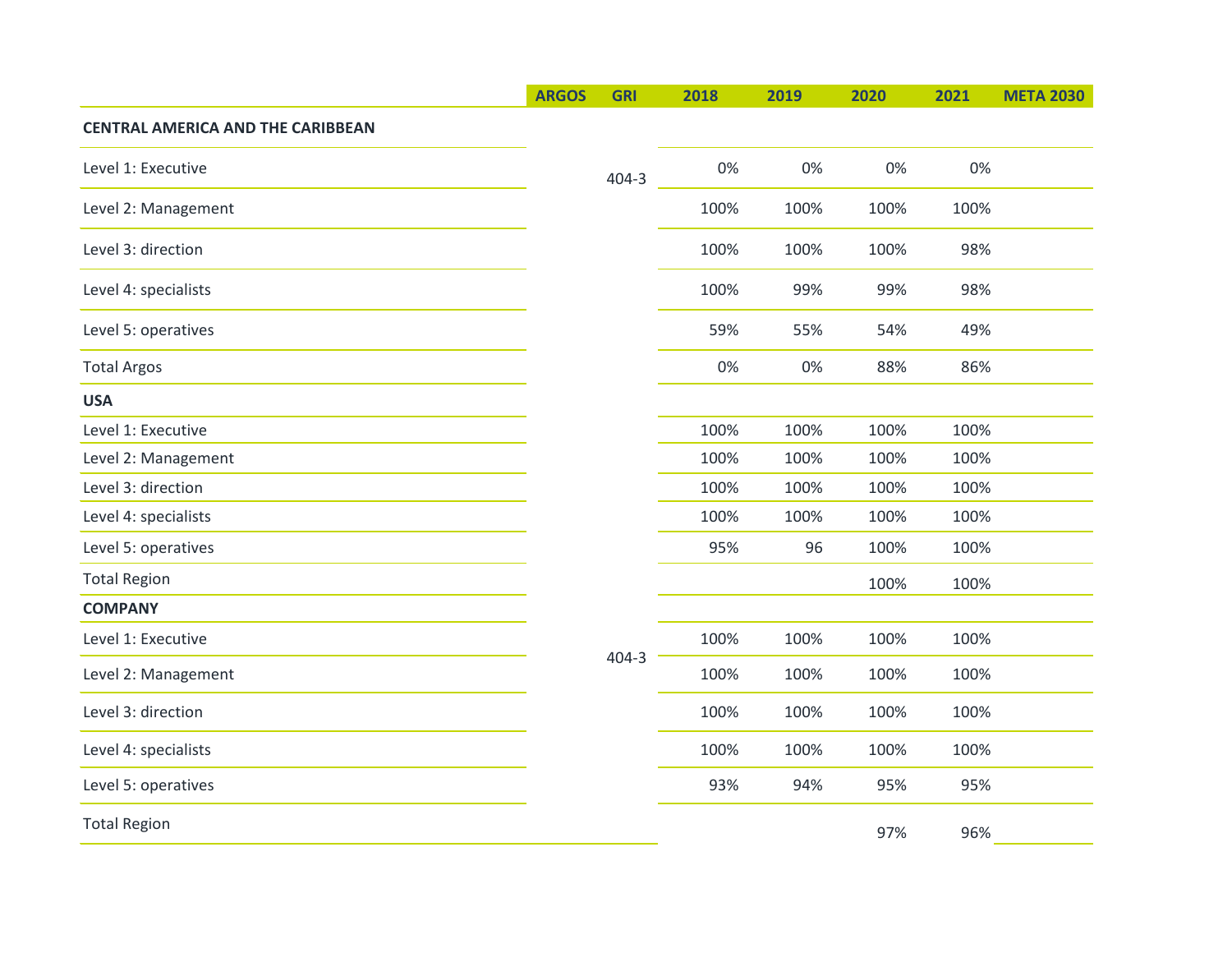| | ARGOS | GRI | 2018 | 2019 | 2020 | 2021 | META 2030 |
|---|---|---|---|---|---|---|---|
| **CENTRAL AMERICA AND THE CARIBBEAN** | | | | | | | |
| Level 1: Executive | | 404-3 | 0% | 0% | 0% | 0% | |
| Level 2: Management | | | 100% | 100% | 100% | 100% | |
| Level 3: direction | | | 100% | 100% | 100% | 98% | |
| Level 4: specialists | | | 100% | 99% | 99% | 98% | |
| Level 5: operatives | | | 59% | 55% | 54% | 49% | |
| Total Argos | | | 0% | 0% | 88% | 86% | |
| **USA** | | | | | | | |
| Level 1: Executive | | | 100% | 100% | 100% | 100% | |
| Level 2: Management | | | 100% | 100% | 100% | 100% | |
| Level 3: direction | | | 100% | 100% | 100% | 100% | |
| Level 4: specialists | | | 100% | 100% | 100% | 100% | |
| Level 5: operatives | | | 95% | 96 | 100% | 100% | |
| Total Region | | | | | 100% | 100% | |
| **COMPANY** | | | | | | | |
| Level 1: Executive | | 404-3 | 100% | 100% | 100% | 100% | |
| Level 2: Management | | | 100% | 100% | 100% | 100% | |
| Level 3: direction | | | 100% | 100% | 100% | 100% | |
| Level 4: specialists | | | 100% | 100% | 100% | 100% | |
| Level 5: operatives | | | 93% | 94% | 95% | 95% | |
| Total Region | | | | | 97% | 96% | |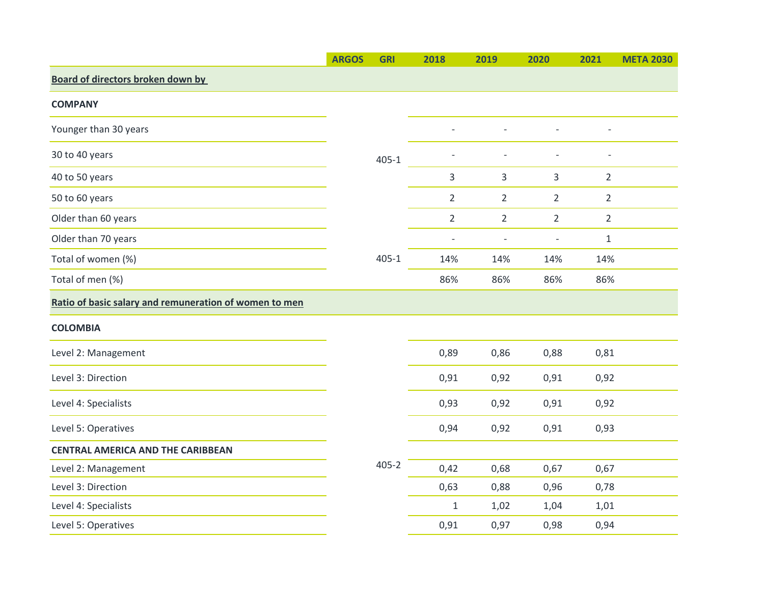| | ARGOS | GRI | 2018 | 2019 | 2020 | 2021 | META 2030 |
|---|---|---|---|---|---|---|---|
| **Board of directors broken down by** | | | | | | | |
| **COMPANY** | | | | | | | |
| Younger than 30 years | | 405-1 | - | - | - | - | |
| 30 to 40 years | | | - | - | - | - | |
| 40 to 50 years | | | 3 | 3 | 3 | 2 | |
| 50 to 60 years | | | 2 | 2 | 2 | 2 | |
| Older than 60 years | | | 2 | 2 | 2 | 2 | |
| Older than 70 years | | | - | - | - | 1 | |
| Total of women (%) | | 405-1 | 14% | 14% | 14% | 14% | |
| Total of men (%) | | | 86% | 86% | 86% | 86% | |
| **Ratio of basic salary and remuneration of women to men** | | | | | | | |
| **COLOMBIA** | | 405-2 | | | | | |
| Level 2: Management | | | 0,89 | 0,86 | 0,88 | 0,81 | |
| Level 3: Direction | | | 0,91 | 0,92 | 0,91 | 0,92 | |
| Level 4: Specialists | | | 0,93 | 0,92 | 0,91 | 0,92 | |
| Level 5: Operatives | | | 0,94 | 0,92 | 0,91 | 0,93 | |
| **CENTRAL AMERICA AND THE CARIBBEAN** | | | | | | | |
| Level 2: Management | | | 0,42 | 0,68 | 0,67 | 0,67 | |
| Level 3: Direction | | | 0,63 | 0,88 | 0,96 | 0,78 | |
| Level 4: Specialists | | | 1 | 1,02 | 1,04 | 1,01 | |
| Level 5: Operatives | | | 0,91 | 0,97 | 0,98 | 0,94 | |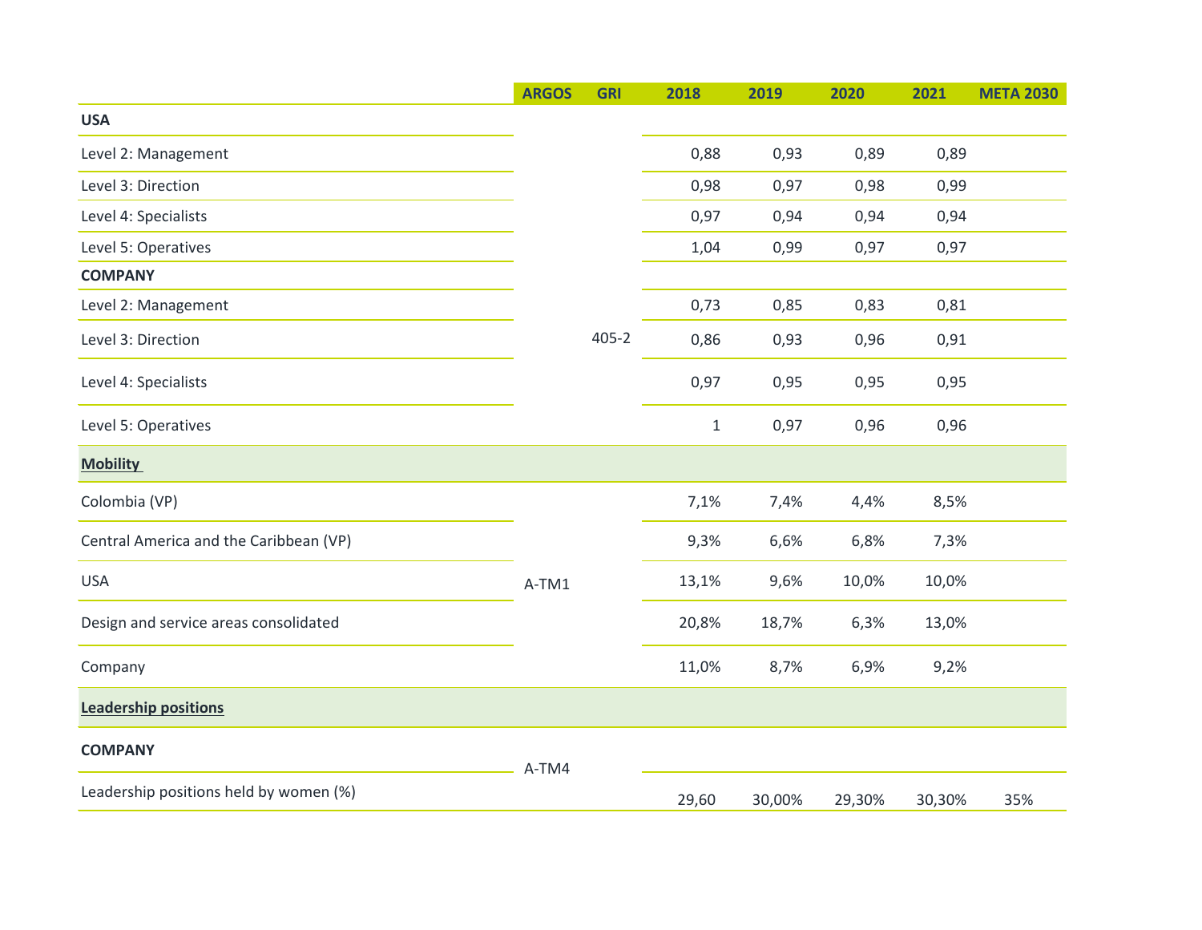| | ARGOS | GRI | 2018 | 2019 | 2020 | 2021 | META 2030 |
|---|---|---|---|---|---|---|---|
| **USA** | | | | | | | |
| Level 2: Management | | | 0,88 | 0,93 | 0,89 | 0,89 | |
| Level 3: Direction | | | 0,98 | 0,97 | 0,98 | 0,99 | |
| Level 4: Specialists | | | 0,97 | 0,94 | 0,94 | 0,94 | |
| Level 5: Operatives | | | 1,04 | 0,99 | 0,97 | 0,97 | |
| **COMPANY** | | | | | | | |
| Level 2: Management | | | 0,73 | 0,85 | 0,83 | 0,81 | |
| Level 3: Direction | | 405-2 | 0,86 | 0,93 | 0,96 | 0,91 | |
| Level 4: Specialists | | | 0,97 | 0,95 | 0,95 | 0,95 | |
| Level 5: Operatives | | | 1 | 0,97 | 0,96 | 0,96 | |
| **Mobility** | | | | | | | |
| Colombia (VP) | | | 7,1% | 7,4% | 4,4% | 8,5% | |
| Central America and the Caribbean (VP) | | | 9,3% | 6,6% | 6,8% | 7,3% | |
| USA | A-TM1 | | 13,1% | 9,6% | 10,0% | 10,0% | |
| Design and service areas consolidated | | | 20,8% | 18,7% | 6,3% | 13,0% | |
| Company | | | 11,0% | 8,7% | 6,9% | 9,2% | |
| **Leadership positions** | | | | | | | |
| **COMPANY** | A-TM4 | | | | | | |
| Leadership positions held by women (%) | | | 29,60 | 30,00% | 29,30% | 30,30% | 35% |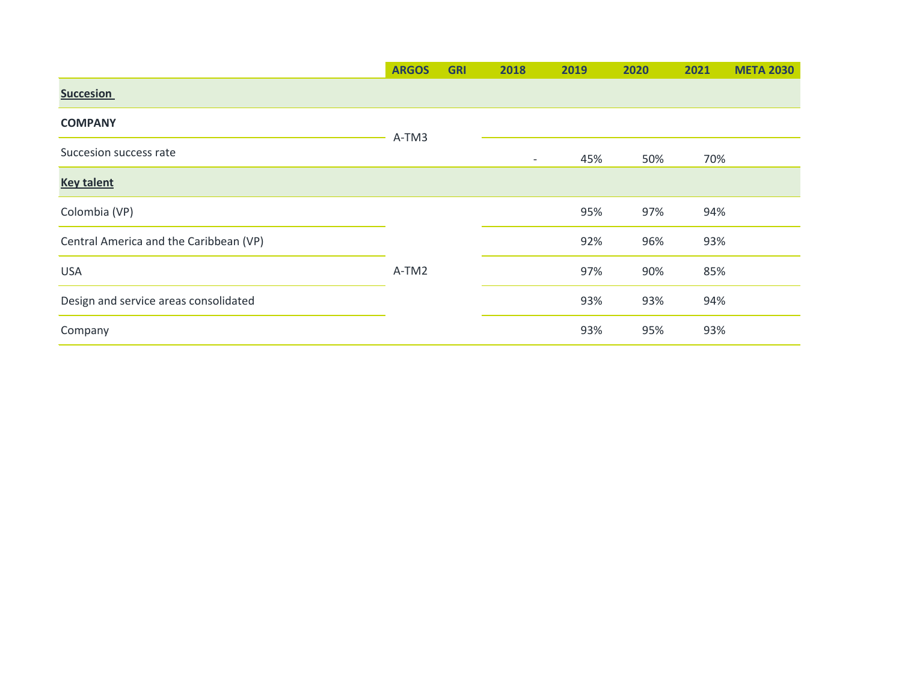| | ARGOS | GRI | 2018 | 2019 | 2020 | 2021 | META 2030 |
|---|---|---|---|---|---|---|---|
| **Succesion** | | | | | | | |
| **COMPANY** | A-TM3 | | | | | | |
| Succesion success rate | | | - | 45% | 50% | 70% | |
| **Key talent** | | | | | | | |
| Colombia (VP) | A-TM2 | | | 95% | 97% | 94% | |
| Central America and the Caribbean (VP) | | | | 92% | 96% | 93% | |
| USA | | | | 97% | 90% | 85% | |
| Design and service areas consolidated | | | | 93% | 93% | 94% | |
| Company | | | | 93% | 95% | 93% | |